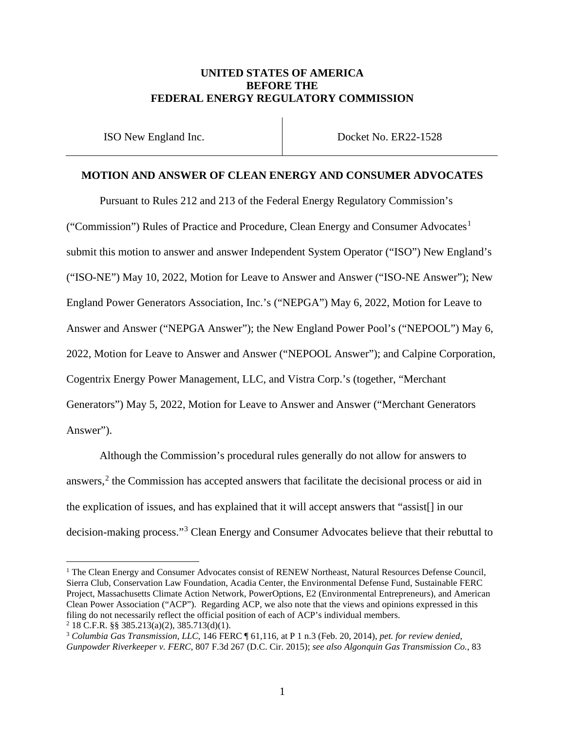**UNITED STATES OF AMERICA**
**BEFORE THE**
**FEDERAL ENERGY REGULATORY COMMISSION**

| ISO New England Inc. | Docket No. ER22-1528 |
| --- | --- |

**MOTION AND ANSWER OF CLEAN ENERGY AND CONSUMER ADVOCATES**

Pursuant to Rules 212 and 213 of the Federal Energy Regulatory Commission's ("Commission") Rules of Practice and Procedure, Clean Energy and Consumer Advocates[1] submit this motion to answer and answer Independent System Operator ("ISO") New England's ("ISO-NE") May 10, 2022, Motion for Leave to Answer and Answer ("ISO-NE Answer"); New England Power Generators Association, Inc.'s ("NEPGA") May 6, 2022, Motion for Leave to Answer and Answer ("NEPGA Answer"); the New England Power Pool's ("NEPOOL") May 6, 2022, Motion for Leave to Answer and Answer ("NEPOOL Answer"); and Calpine Corporation, Cogentrix Energy Power Management, LLC, and Vistra Corp.'s (together, "Merchant Generators") May 5, 2022, Motion for Leave to Answer and Answer ("Merchant Generators Answer").

Although the Commission's procedural rules generally do not allow for answers to answers,[2] the Commission has accepted answers that facilitate the decisional process or aid in the explication of issues, and has explained that it will accept answers that "assist[] in our decision-making process."[3] Clean Energy and Consumer Advocates believe that their rebuttal to

[1] The Clean Energy and Consumer Advocates consist of RENEW Northeast, Natural Resources Defense Council, Sierra Club, Conservation Law Foundation, Acadia Center, the Environmental Defense Fund, Sustainable FERC Project, Massachusetts Climate Action Network, PowerOptions, E2 (Environmental Entrepreneurs), and American Clean Power Association ("ACP"). Regarding ACP, we also note that the views and opinions expressed in this filing do not necessarily reflect the official position of each of ACP's individual members.

[2] 18 C.F.R. §§ 385.213(a)(2), 385.713(d)(1).

[3] *Columbia Gas Transmission, LLC*, 146 FERC ¶ 61,116, at P 1 n.3 (Feb. 20, 2014), *pet. for review denied*, *Gunpowder Riverkeeper v. FERC*, 807 F.3d 267 (D.C. Cir. 2015); *see also Algonquin Gas Transmission Co.*, 83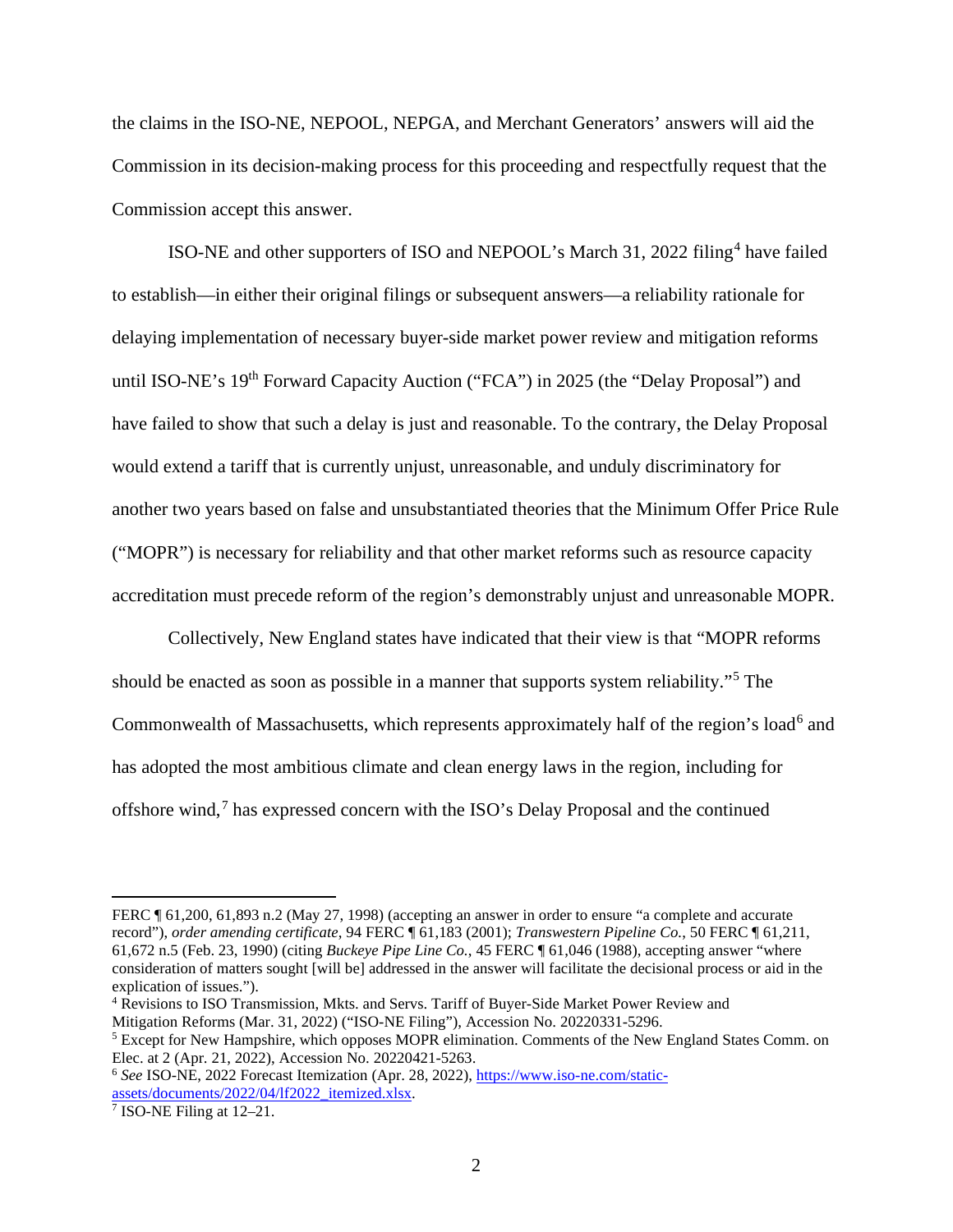the claims in the ISO-NE, NEPOOL, NEPGA, and Merchant Generators' answers will aid the Commission in its decision-making process for this proceeding and respectfully request that the Commission accept this answer.

ISO-NE and other supporters of ISO and NEPOOL's March 31, 2022 filing[4] have failed to establish—in either their original filings or subsequent answers—a reliability rationale for delaying implementation of necessary buyer-side market power review and mitigation reforms until ISO-NE's 19th Forward Capacity Auction ("FCA") in 2025 (the "Delay Proposal") and have failed to show that such a delay is just and reasonable. To the contrary, the Delay Proposal would extend a tariff that is currently unjust, unreasonable, and unduly discriminatory for another two years based on false and unsubstantiated theories that the Minimum Offer Price Rule ("MOPR") is necessary for reliability and that other market reforms such as resource capacity accreditation must precede reform of the region's demonstrably unjust and unreasonable MOPR.

Collectively, New England states have indicated that their view is that "MOPR reforms should be enacted as soon as possible in a manner that supports system reliability."[5] The Commonwealth of Massachusetts, which represents approximately half of the region's load[6] and has adopted the most ambitious climate and clean energy laws in the region, including for offshore wind,[7] has expressed concern with the ISO's Delay Proposal and the continued

---

FERC ¶ 61,200, 61,893 n.2 (May 27, 1998) (accepting an answer in order to ensure "a complete and accurate record"), *order amending certificate*, 94 FERC ¶ 61,183 (2001); *Transwestern Pipeline Co.*, 50 FERC ¶ 61,211, 61,672 n.5 (Feb. 23, 1990) (citing *Buckeye Pipe Line Co.*, 45 FERC ¶ 61,046 (1988), accepting answer "where consideration of matters sought [will be] addressed in the answer will facilitate the decisional process or aid in the explication of issues.").

[4] Revisions to ISO Transmission, Mkts. and Servs. Tariff of Buyer-Side Market Power Review and Mitigation Reforms (Mar. 31, 2022) ("ISO-NE Filing"), Accession No. 20220331-5296.

[5] Except for New Hampshire, which opposes MOPR elimination. Comments of the New England States Comm. on Elec. at 2 (Apr. 21, 2022), Accession No. 20220421-5263.

[6] *See* ISO-NE, 2022 Forecast Itemization (Apr. 28, 2022), https://www.iso-ne.com/static-assets/documents/2022/04/lf2022_itemized.xlsx.

[7] ISO-NE Filing at 12–21.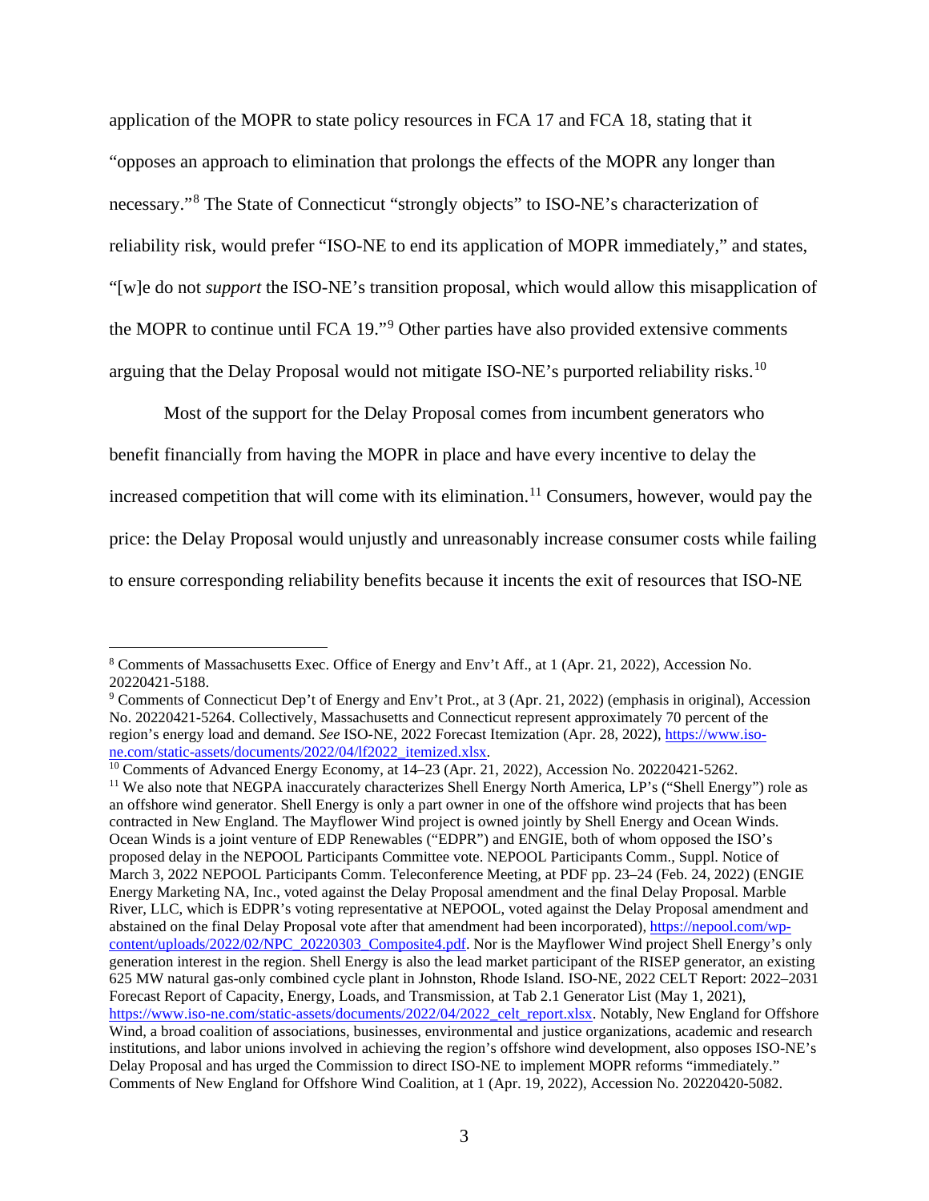application of the MOPR to state policy resources in FCA 17 and FCA 18, stating that it "opposes an approach to elimination that prolongs the effects of the MOPR any longer than necessary."[8] The State of Connecticut "strongly objects" to ISO-NE's characterization of reliability risk, would prefer "ISO-NE to end its application of MOPR immediately," and states, "[w]e do not *support* the ISO-NE's transition proposal, which would allow this misapplication of the MOPR to continue until FCA 19."[9] Other parties have also provided extensive comments arguing that the Delay Proposal would not mitigate ISO-NE's purported reliability risks.[10]

Most of the support for the Delay Proposal comes from incumbent generators who benefit financially from having the MOPR in place and have every incentive to delay the increased competition that will come with its elimination.[11] Consumers, however, would pay the price: the Delay Proposal would unjustly and unreasonably increase consumer costs while failing to ensure corresponding reliability benefits because it incents the exit of resources that ISO-NE

---

[8] Comments of Massachusetts Exec. Office of Energy and Env't Aff., at 1 (Apr. 21, 2022), Accession No. 20220421-5188.

[9] Comments of Connecticut Dep't of Energy and Env't Prot., at 3 (Apr. 21, 2022) (emphasis in original), Accession No. 20220421-5264. Collectively, Massachusetts and Connecticut represent approximately 70 percent of the region's energy load and demand. *See* ISO-NE, 2022 Forecast Itemization (Apr. 28, 2022), https://www.iso-ne.com/static-assets/documents/2022/04/lf2022_itemized.xlsx.

[10] Comments of Advanced Energy Economy, at 14–23 (Apr. 21, 2022), Accession No. 20220421-5262.

[11] We also note that NEGPA inaccurately characterizes Shell Energy North America, LP's ("Shell Energy") role as an offshore wind generator. Shell Energy is only a part owner in one of the offshore wind projects that has been contracted in New England. The Mayflower Wind project is owned jointly by Shell Energy and Ocean Winds. Ocean Winds is a joint venture of EDP Renewables ("EDPR") and ENGIE, both of whom opposed the ISO's proposed delay in the NEPOOL Participants Committee vote. NEPOOL Participants Comm., Suppl. Notice of March 3, 2022 NEPOOL Participants Comm. Teleconference Meeting, at PDF pp. 23–24 (Feb. 24, 2022) (ENGIE Energy Marketing NA, Inc., voted against the Delay Proposal amendment and the final Delay Proposal. Marble River, LLC, which is EDPR's voting representative at NEPOOL, voted against the Delay Proposal amendment and abstained on the final Delay Proposal vote after that amendment had been incorporated), https://nepool.com/wp-content/uploads/2022/02/NPC_20220303_Composite4.pdf. Nor is the Mayflower Wind project Shell Energy's only generation interest in the region. Shell Energy is also the lead market participant of the RISEP generator, an existing 625 MW natural gas-only combined cycle plant in Johnston, Rhode Island. ISO-NE, 2022 CELT Report: 2022–2031 Forecast Report of Capacity, Energy, Loads, and Transmission, at Tab 2.1 Generator List (May 1, 2021), https://www.iso-ne.com/static-assets/documents/2022/04/2022_celt_report.xlsx. Notably, New England for Offshore Wind, a broad coalition of associations, businesses, environmental and justice organizations, academic and research institutions, and labor unions involved in achieving the region's offshore wind development, also opposes ISO-NE's Delay Proposal and has urged the Commission to direct ISO-NE to implement MOPR reforms "immediately." Comments of New England for Offshore Wind Coalition, at 1 (Apr. 19, 2022), Accession No. 20220420-5082.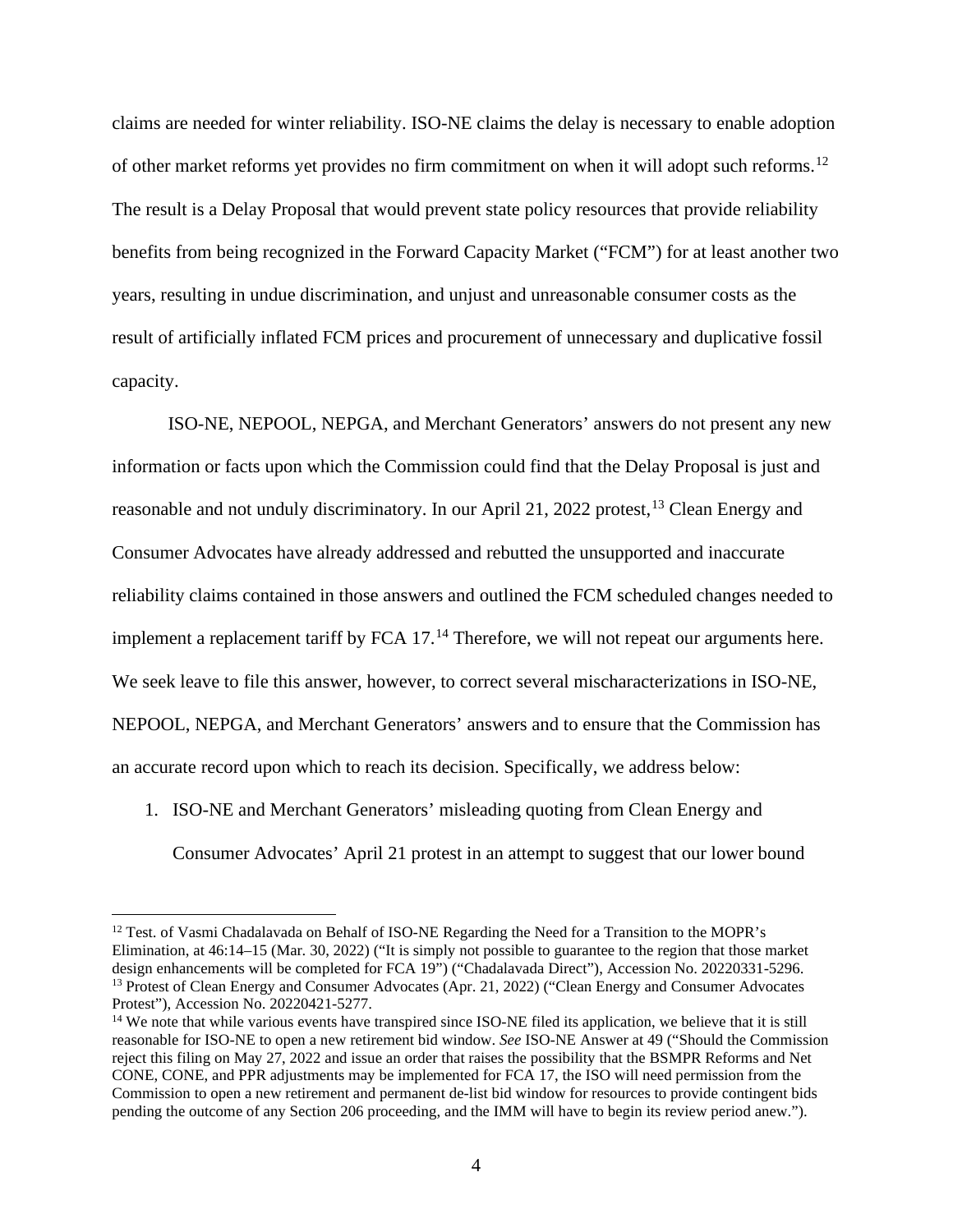claims are needed for winter reliability. ISO-NE claims the delay is necessary to enable adoption of other market reforms yet provides no firm commitment on when it will adopt such reforms.[12] The result is a Delay Proposal that would prevent state policy resources that provide reliability benefits from being recognized in the Forward Capacity Market ("FCM") for at least another two years, resulting in undue discrimination, and unjust and unreasonable consumer costs as the result of artificially inflated FCM prices and procurement of unnecessary and duplicative fossil capacity.

ISO-NE, NEPOOL, NEPGA, and Merchant Generators' answers do not present any new information or facts upon which the Commission could find that the Delay Proposal is just and reasonable and not unduly discriminatory. In our April 21, 2022 protest,[13] Clean Energy and Consumer Advocates have already addressed and rebutted the unsupported and inaccurate reliability claims contained in those answers and outlined the FCM scheduled changes needed to implement a replacement tariff by FCA 17.[14] Therefore, we will not repeat our arguments here. We seek leave to file this answer, however, to correct several mischaracterizations in ISO-NE, NEPOOL, NEPGA, and Merchant Generators' answers and to ensure that the Commission has an accurate record upon which to reach its decision. Specifically, we address below:

1. ISO-NE and Merchant Generators' misleading quoting from Clean Energy and Consumer Advocates' April 21 protest in an attempt to suggest that our lower bound

---

[12] Test. of Vasmi Chadalavada on Behalf of ISO-NE Regarding the Need for a Transition to the MOPR's Elimination, at 46:14–15 (Mar. 30, 2022) ("It is simply not possible to guarantee to the region that those market design enhancements will be completed for FCA 19") ("Chadalavada Direct"), Accession No. 20220331-5296.

[13] Protest of Clean Energy and Consumer Advocates (Apr. 21, 2022) ("Clean Energy and Consumer Advocates Protest"), Accession No. 20220421-5277.

[14] We note that while various events have transpired since ISO-NE filed its application, we believe that it is still reasonable for ISO-NE to open a new retirement bid window. *See* ISO-NE Answer at 49 ("Should the Commission reject this filing on May 27, 2022 and issue an order that raises the possibility that the BSMPR Reforms and Net CONE, CONE, and PPR adjustments may be implemented for FCA 17, the ISO will need permission from the Commission to open a new retirement and permanent de-list bid window for resources to provide contingent bids pending the outcome of any Section 206 proceeding, and the IMM will have to begin its review period anew.").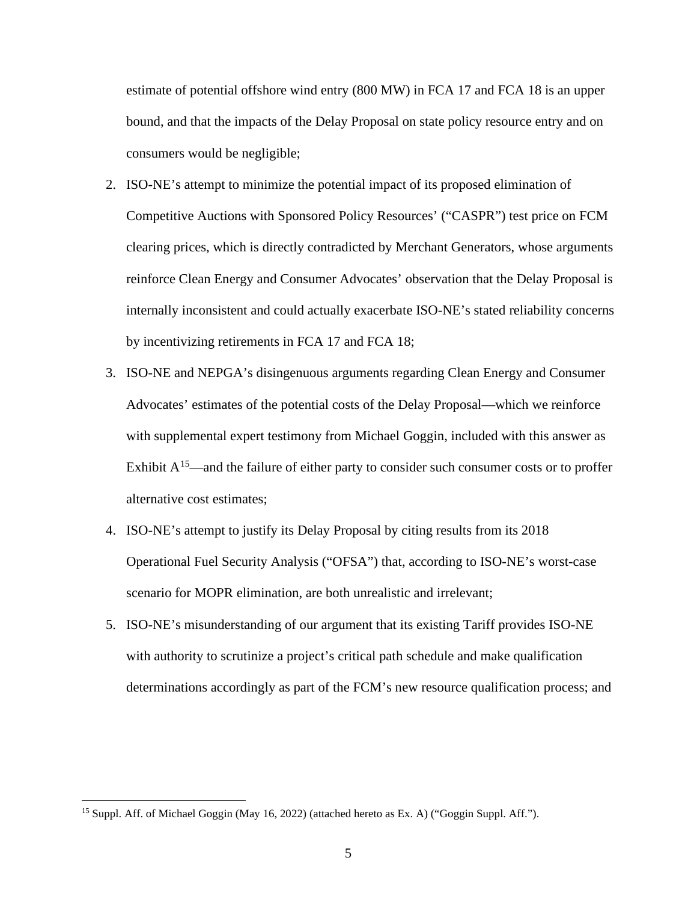estimate of potential offshore wind entry (800 MW) in FCA 17 and FCA 18 is an upper bound, and that the impacts of the Delay Proposal on state policy resource entry and on consumers would be negligible;

2. ISO-NE's attempt to minimize the potential impact of its proposed elimination of Competitive Auctions with Sponsored Policy Resources' ("CASPR") test price on FCM clearing prices, which is directly contradicted by Merchant Generators, whose arguments reinforce Clean Energy and Consumer Advocates' observation that the Delay Proposal is internally inconsistent and could actually exacerbate ISO-NE's stated reliability concerns by incentivizing retirements in FCA 17 and FCA 18;
3. ISO-NE and NEPGA's disingenuous arguments regarding Clean Energy and Consumer Advocates' estimates of the potential costs of the Delay Proposal—which we reinforce with supplemental expert testimony from Michael Goggin, included with this answer as Exhibit A[15]—and the failure of either party to consider such consumer costs or to proffer alternative cost estimates;
4. ISO-NE's attempt to justify its Delay Proposal by citing results from its 2018 Operational Fuel Security Analysis ("OFSA") that, according to ISO-NE's worst-case scenario for MOPR elimination, are both unrealistic and irrelevant;
5. ISO-NE's misunderstanding of our argument that its existing Tariff provides ISO-NE with authority to scrutinize a project's critical path schedule and make qualification determinations accordingly as part of the FCM's new resource qualification process; and

[15] Suppl. Aff. of Michael Goggin (May 16, 2022) (attached hereto as Ex. A) ("Goggin Suppl. Aff.").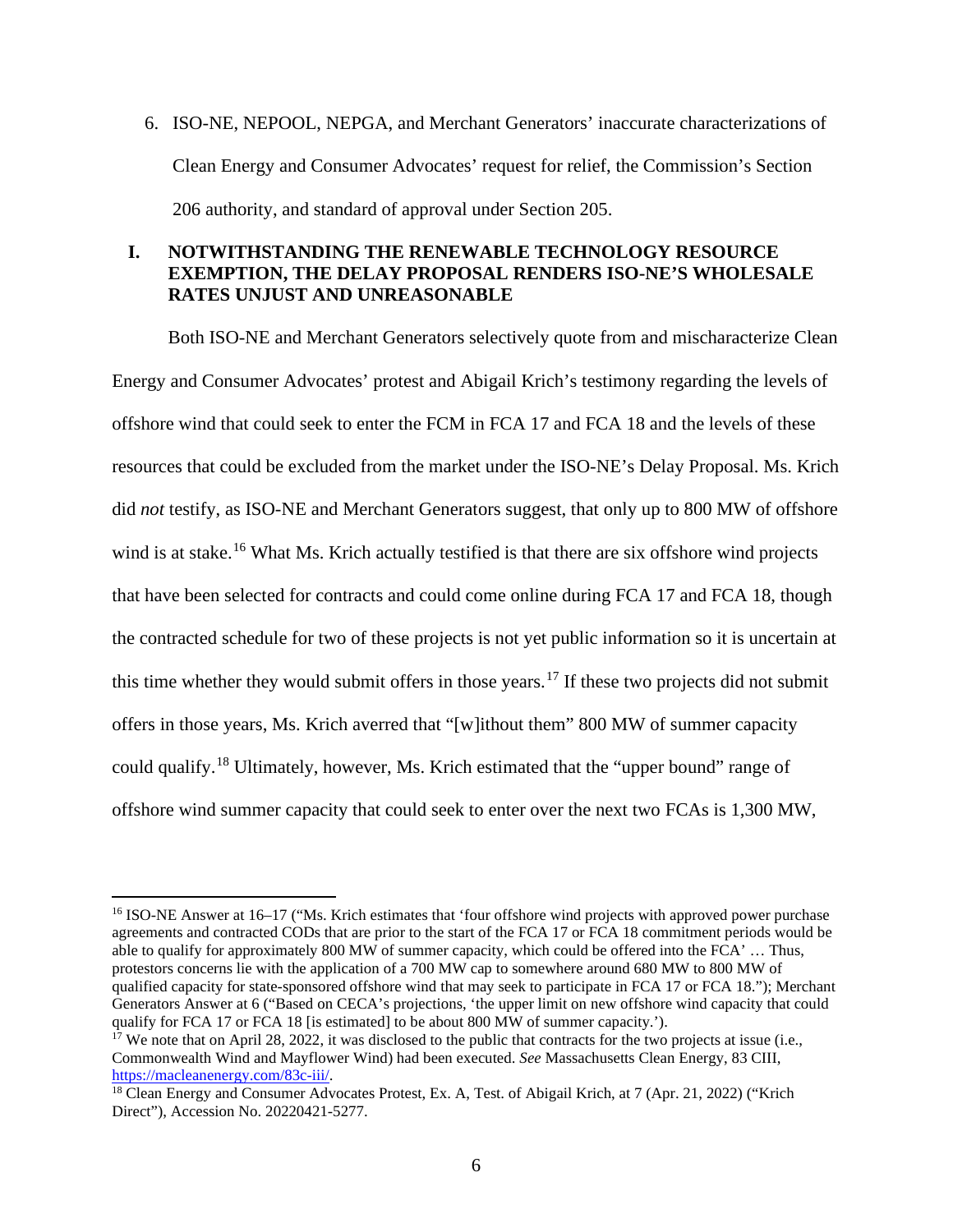6. ISO-NE, NEPOOL, NEPGA, and Merchant Generators' inaccurate characterizations of Clean Energy and Consumer Advocates' request for relief, the Commission's Section 206 authority, and standard of approval under Section 205.

## I. NOTWITHSTANDING THE RENEWABLE TECHNOLOGY RESOURCE EXEMPTION, THE DELAY PROPOSAL RENDERS ISO-NE'S WHOLESALE RATES UNJUST AND UNREASONABLE

Both ISO-NE and Merchant Generators selectively quote from and mischaracterize Clean Energy and Consumer Advocates' protest and Abigail Krich's testimony regarding the levels of offshore wind that could seek to enter the FCM in FCA 17 and FCA 18 and the levels of these resources that could be excluded from the market under the ISO-NE's Delay Proposal. Ms. Krich did *not* testify, as ISO-NE and Merchant Generators suggest, that only up to 800 MW of offshore wind is at stake.[16] What Ms. Krich actually testified is that there are six offshore wind projects that have been selected for contracts and could come online during FCA 17 and FCA 18, though the contracted schedule for two of these projects is not yet public information so it is uncertain at this time whether they would submit offers in those years.[17] If these two projects did not submit offers in those years, Ms. Krich averred that "[w]ithout them" 800 MW of summer capacity could qualify.[18] Ultimately, however, Ms. Krich estimated that the "upper bound" range of offshore wind summer capacity that could seek to enter over the next two FCAs is 1,300 MW,

---

[16] ISO-NE Answer at 16–17 ("Ms. Krich estimates that 'four offshore wind projects with approved power purchase agreements and contracted CODs that are prior to the start of the FCA 17 or FCA 18 commitment periods would be able to qualify for approximately 800 MW of summer capacity, which could be offered into the FCA' … Thus, protestors concerns lie with the application of a 700 MW cap to somewhere around 680 MW to 800 MW of qualified capacity for state-sponsored offshore wind that may seek to participate in FCA 17 or FCA 18."); Merchant Generators Answer at 6 ("Based on CECA's projections, 'the upper limit on new offshore wind capacity that could qualify for FCA 17 or FCA 18 [is estimated] to be about 800 MW of summer capacity.').

[17] We note that on April 28, 2022, it was disclosed to the public that contracts for the two projects at issue (i.e., Commonwealth Wind and Mayflower Wind) had been executed. *See* Massachusetts Clean Energy, 83 CIII, https://macleanenergy.com/83c-iii/.

[18] Clean Energy and Consumer Advocates Protest, Ex. A, Test. of Abigail Krich, at 7 (Apr. 21, 2022) ("Krich Direct"), Accession No. 20220421-5277.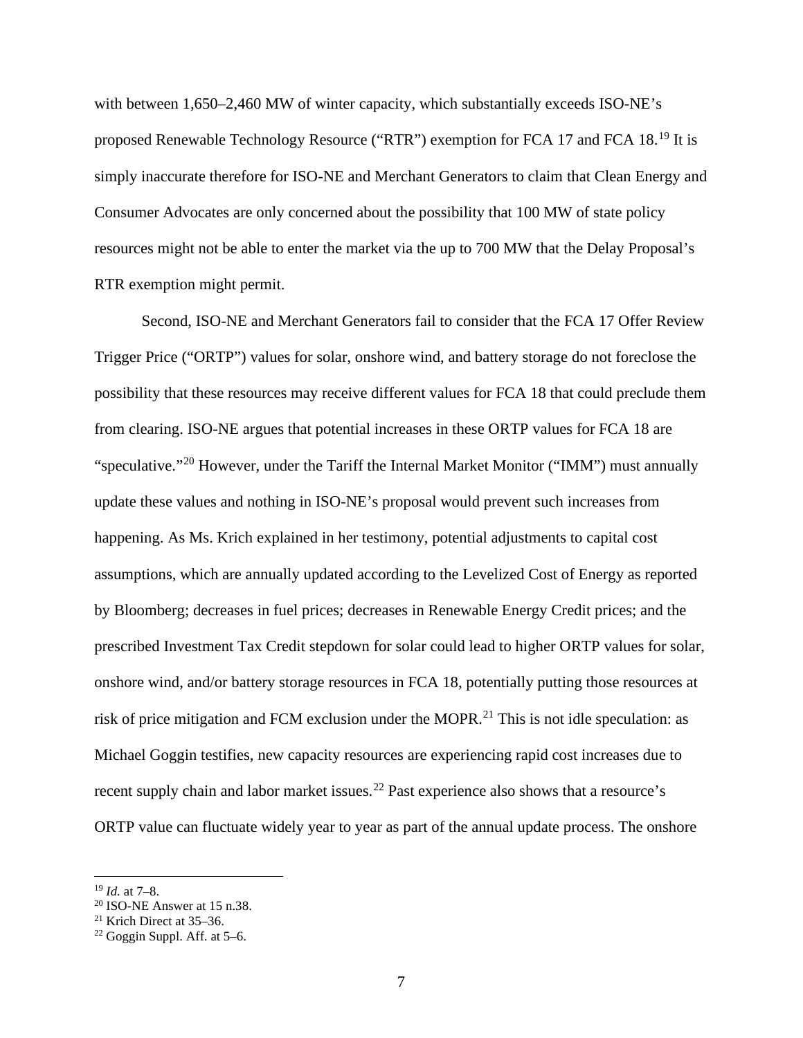with between 1,650–2,460 MW of winter capacity, which substantially exceeds ISO-NE's proposed Renewable Technology Resource ("RTR") exemption for FCA 17 and FCA 18.[19] It is simply inaccurate therefore for ISO-NE and Merchant Generators to claim that Clean Energy and Consumer Advocates are only concerned about the possibility that 100 MW of state policy resources might not be able to enter the market via the up to 700 MW that the Delay Proposal's RTR exemption might permit.

Second, ISO-NE and Merchant Generators fail to consider that the FCA 17 Offer Review Trigger Price ("ORTP") values for solar, onshore wind, and battery storage do not foreclose the possibility that these resources may receive different values for FCA 18 that could preclude them from clearing. ISO-NE argues that potential increases in these ORTP values for FCA 18 are "speculative."[20] However, under the Tariff the Internal Market Monitor ("IMM") must annually update these values and nothing in ISO-NE's proposal would prevent such increases from happening. As Ms. Krich explained in her testimony, potential adjustments to capital cost assumptions, which are annually updated according to the Levelized Cost of Energy as reported by Bloomberg; decreases in fuel prices; decreases in Renewable Energy Credit prices; and the prescribed Investment Tax Credit stepdown for solar could lead to higher ORTP values for solar, onshore wind, and/or battery storage resources in FCA 18, potentially putting those resources at risk of price mitigation and FCM exclusion under the MOPR.[21] This is not idle speculation: as Michael Goggin testifies, new capacity resources are experiencing rapid cost increases due to recent supply chain and labor market issues.[22] Past experience also shows that a resource's ORTP value can fluctuate widely year to year as part of the annual update process. The onshore

---

[19] *Id.* at 7–8.

[20] ISO-NE Answer at 15 n.38.

[21] Krich Direct at 35–36.

[22] Goggin Suppl. Aff. at 5–6.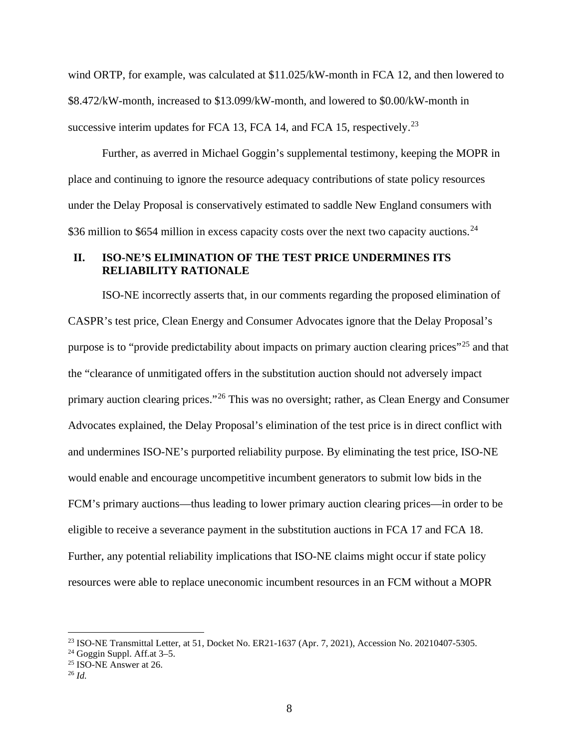wind ORTP, for example, was calculated at $11.025/kW-month in FCA 12, and then lowered to $8.472/kW-month, increased to $13.099/kW-month, and lowered to $0.00/kW-month in successive interim updates for FCA 13, FCA 14, and FCA 15, respectively.[23]

Further, as averred in Michael Goggin's supplemental testimony, keeping the MOPR in place and continuing to ignore the resource adequacy contributions of state policy resources under the Delay Proposal is conservatively estimated to saddle New England consumers with $36 million to $654 million in excess capacity costs over the next two capacity auctions.[24]

## II. ISO-NE'S ELIMINATION OF THE TEST PRICE UNDERMINES ITS RELIABILITY RATIONALE

ISO-NE incorrectly asserts that, in our comments regarding the proposed elimination of CASPR's test price, Clean Energy and Consumer Advocates ignore that the Delay Proposal's purpose is to "provide predictability about impacts on primary auction clearing prices"[25] and that the "clearance of unmitigated offers in the substitution auction should not adversely impact primary auction clearing prices."[26] This was no oversight; rather, as Clean Energy and Consumer Advocates explained, the Delay Proposal's elimination of the test price is in direct conflict with and undermines ISO-NE's purported reliability purpose. By eliminating the test price, ISO-NE would enable and encourage uncompetitive incumbent generators to submit low bids in the FCM's primary auctions—thus leading to lower primary auction clearing prices—in order to be eligible to receive a severance payment in the substitution auctions in FCA 17 and FCA 18. Further, any potential reliability implications that ISO-NE claims might occur if state policy resources were able to replace uneconomic incumbent resources in an FCM without a MOPR

---

[23] ISO-NE Transmittal Letter, at 51, Docket No. ER21-1637 (Apr. 7, 2021), Accession No. 20210407-5305.

[24] Goggin Suppl. Aff.at 3–5.

[25] ISO-NE Answer at 26.

[26] *Id.*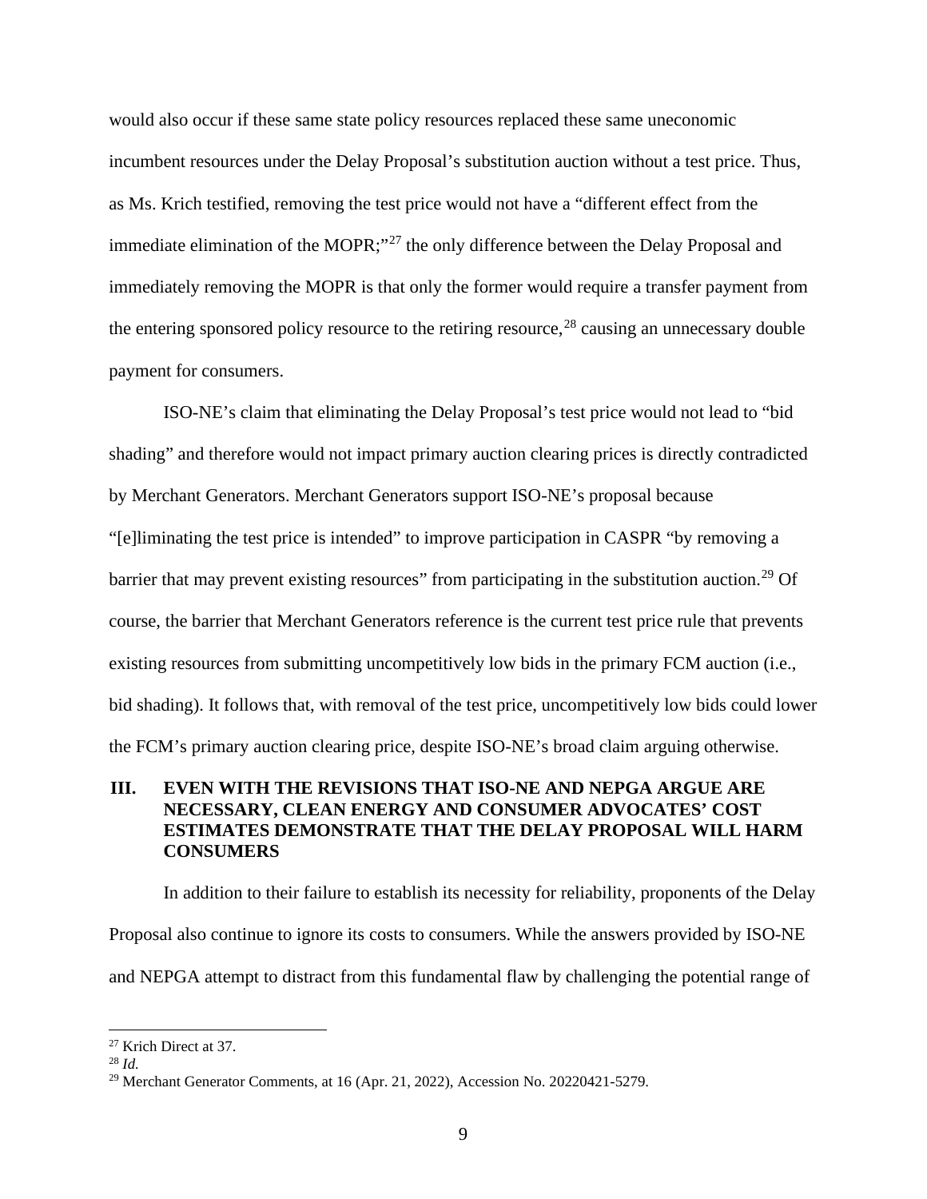would also occur if these same state policy resources replaced these same uneconomic incumbent resources under the Delay Proposal's substitution auction without a test price. Thus, as Ms. Krich testified, removing the test price would not have a "different effect from the immediate elimination of the MOPR;"[27] the only difference between the Delay Proposal and immediately removing the MOPR is that only the former would require a transfer payment from the entering sponsored policy resource to the retiring resource,[28] causing an unnecessary double payment for consumers.

ISO-NE's claim that eliminating the Delay Proposal's test price would not lead to "bid shading" and therefore would not impact primary auction clearing prices is directly contradicted by Merchant Generators. Merchant Generators support ISO-NE's proposal because "[e]liminating the test price is intended" to improve participation in CASPR "by removing a barrier that may prevent existing resources" from participating in the substitution auction.[29] Of course, the barrier that Merchant Generators reference is the current test price rule that prevents existing resources from submitting uncompetitively low bids in the primary FCM auction (i.e., bid shading). It follows that, with removal of the test price, uncompetitively low bids could lower the FCM's primary auction clearing price, despite ISO-NE's broad claim arguing otherwise.

## III. EVEN WITH THE REVISIONS THAT ISO-NE AND NEPGA ARGUE ARE NECESSARY, CLEAN ENERGY AND CONSUMER ADVOCATES' COST ESTIMATES DEMONSTRATE THAT THE DELAY PROPOSAL WILL HARM CONSUMERS

In addition to their failure to establish its necessity for reliability, proponents of the Delay Proposal also continue to ignore its costs to consumers. While the answers provided by ISO-NE and NEPGA attempt to distract from this fundamental flaw by challenging the potential range of

---

[27] Krich Direct at 37.

[28] *Id.*

[29] Merchant Generator Comments, at 16 (Apr. 21, 2022), Accession No. 20220421-5279.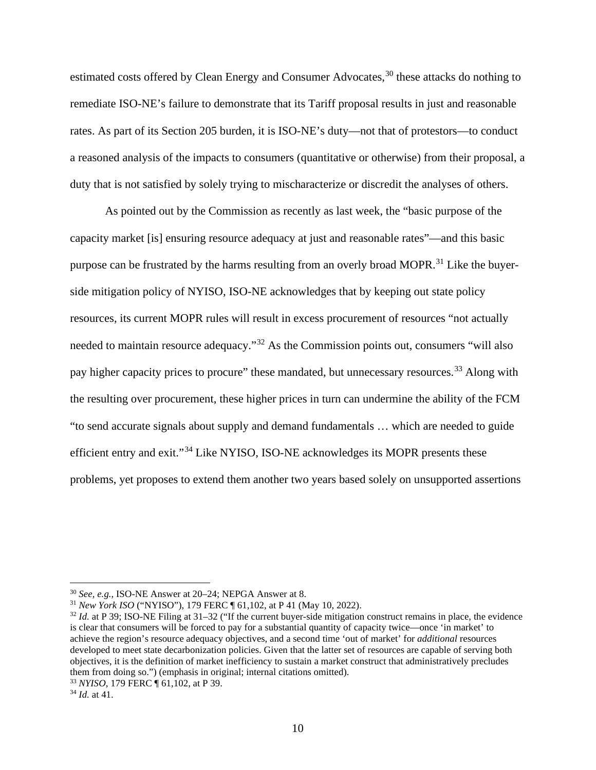estimated costs offered by Clean Energy and Consumer Advocates,[30] these attacks do nothing to remediate ISO-NE's failure to demonstrate that its Tariff proposal results in just and reasonable rates. As part of its Section 205 burden, it is ISO-NE's duty—not that of protestors—to conduct a reasoned analysis of the impacts to consumers (quantitative or otherwise) from their proposal, a duty that is not satisfied by solely trying to mischaracterize or discredit the analyses of others.

As pointed out by the Commission as recently as last week, the "basic purpose of the capacity market [is] ensuring resource adequacy at just and reasonable rates"—and this basic purpose can be frustrated by the harms resulting from an overly broad MOPR.[31] Like the buyer-side mitigation policy of NYISO, ISO-NE acknowledges that by keeping out state policy resources, its current MOPR rules will result in excess procurement of resources "not actually needed to maintain resource adequacy."[32] As the Commission points out, consumers "will also pay higher capacity prices to procure" these mandated, but unnecessary resources.[33] Along with the resulting over procurement, these higher prices in turn can undermine the ability of the FCM "to send accurate signals about supply and demand fundamentals … which are needed to guide efficient entry and exit."[34] Like NYISO, ISO-NE acknowledges its MOPR presents these problems, yet proposes to extend them another two years based solely on unsupported assertions

---

[30] *See, e.g.*, ISO-NE Answer at 20–24; NEPGA Answer at 8.

[31] *New York ISO* ("NYISO"), 179 FERC ¶ 61,102, at P 41 (May 10, 2022).

[32] *Id.* at P 39; ISO-NE Filing at 31–32 ("If the current buyer-side mitigation construct remains in place, the evidence is clear that consumers will be forced to pay for a substantial quantity of capacity twice—once 'in market' to achieve the region's resource adequacy objectives, and a second time 'out of market' for *additional* resources developed to meet state decarbonization policies. Given that the latter set of resources are capable of serving both objectives, it is the definition of market inefficiency to sustain a market construct that administratively precludes them from doing so.") (emphasis in original; internal citations omitted).

[33] *NYISO*, 179 FERC ¶ 61,102, at P 39.

[34] *Id.* at 41.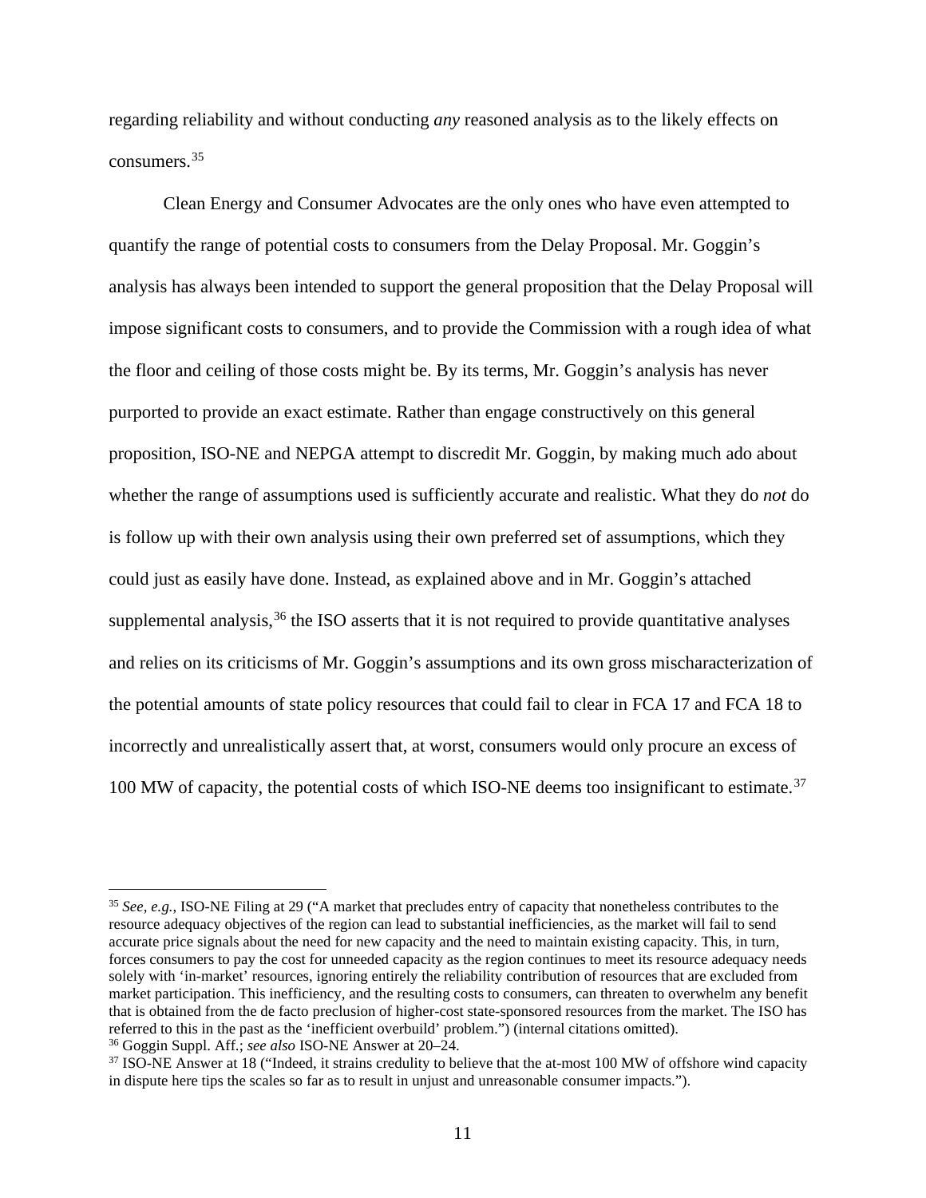regarding reliability and without conducting *any* reasoned analysis as to the likely effects on consumers.[35]

Clean Energy and Consumer Advocates are the only ones who have even attempted to quantify the range of potential costs to consumers from the Delay Proposal. Mr. Goggin's analysis has always been intended to support the general proposition that the Delay Proposal will impose significant costs to consumers, and to provide the Commission with a rough idea of what the floor and ceiling of those costs might be. By its terms, Mr. Goggin's analysis has never purported to provide an exact estimate. Rather than engage constructively on this general proposition, ISO-NE and NEPGA attempt to discredit Mr. Goggin, by making much ado about whether the range of assumptions used is sufficiently accurate and realistic. What they do *not* do is follow up with their own analysis using their own preferred set of assumptions, which they could just as easily have done. Instead, as explained above and in Mr. Goggin's attached supplemental analysis,[36] the ISO asserts that it is not required to provide quantitative analyses and relies on its criticisms of Mr. Goggin's assumptions and its own gross mischaracterization of the potential amounts of state policy resources that could fail to clear in FCA 17 and FCA 18 to incorrectly and unrealistically assert that, at worst, consumers would only procure an excess of 100 MW of capacity, the potential costs of which ISO-NE deems too insignificant to estimate.[37]

---

[35] *See, e.g.*, ISO-NE Filing at 29 ("A market that precludes entry of capacity that nonetheless contributes to the resource adequacy objectives of the region can lead to substantial inefficiencies, as the market will fail to send accurate price signals about the need for new capacity and the need to maintain existing capacity. This, in turn, forces consumers to pay the cost for unneeded capacity as the region continues to meet its resource adequacy needs solely with 'in-market' resources, ignoring entirely the reliability contribution of resources that are excluded from market participation. This inefficiency, and the resulting costs to consumers, can threaten to overwhelm any benefit that is obtained from the de facto preclusion of higher-cost state-sponsored resources from the market. The ISO has referred to this in the past as the 'inefficient overbuild' problem.") (internal citations omitted).

[36] Goggin Suppl. Aff.; *see also* ISO-NE Answer at 20–24.

[37] ISO-NE Answer at 18 ("Indeed, it strains credulity to believe that the at-most 100 MW of offshore wind capacity in dispute here tips the scales so far as to result in unjust and unreasonable consumer impacts.").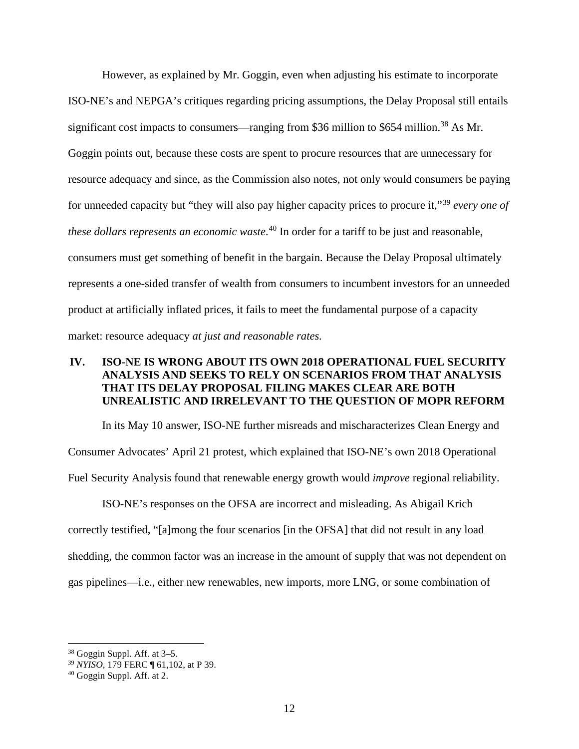However, as explained by Mr. Goggin, even when adjusting his estimate to incorporate ISO-NE's and NEPGA's critiques regarding pricing assumptions, the Delay Proposal still entails significant cost impacts to consumers—ranging from $36 million to $654 million.[38] As Mr. Goggin points out, because these costs are spent to procure resources that are unnecessary for resource adequacy and since, as the Commission also notes, not only would consumers be paying for unneeded capacity but "they will also pay higher capacity prices to procure it,"[39] *every one of these dollars represents an economic waste*.[40] In order for a tariff to be just and reasonable, consumers must get something of benefit in the bargain. Because the Delay Proposal ultimately represents a one-sided transfer of wealth from consumers to incumbent investors for an unneeded product at artificially inflated prices, it fails to meet the fundamental purpose of a capacity market: resource adequacy *at just and reasonable rates.*

## IV. ISO-NE IS WRONG ABOUT ITS OWN 2018 OPERATIONAL FUEL SECURITY ANALYSIS AND SEEKS TO RELY ON SCENARIOS FROM THAT ANALYSIS THAT ITS DELAY PROPOSAL FILING MAKES CLEAR ARE BOTH UNREALISTIC AND IRRELEVANT TO THE QUESTION OF MOPR REFORM

In its May 10 answer, ISO-NE further misreads and mischaracterizes Clean Energy and Consumer Advocates' April 21 protest, which explained that ISO-NE's own 2018 Operational Fuel Security Analysis found that renewable energy growth would *improve* regional reliability.

ISO-NE's responses on the OFSA are incorrect and misleading. As Abigail Krich correctly testified, "[a]mong the four scenarios [in the OFSA] that did not result in any load shedding, the common factor was an increase in the amount of supply that was not dependent on gas pipelines—i.e., either new renewables, new imports, more LNG, or some combination of

---

[38] Goggin Suppl. Aff. at 3–5.

[39] *NYISO*, 179 FERC ¶ 61,102, at P 39.

[40] Goggin Suppl. Aff. at 2.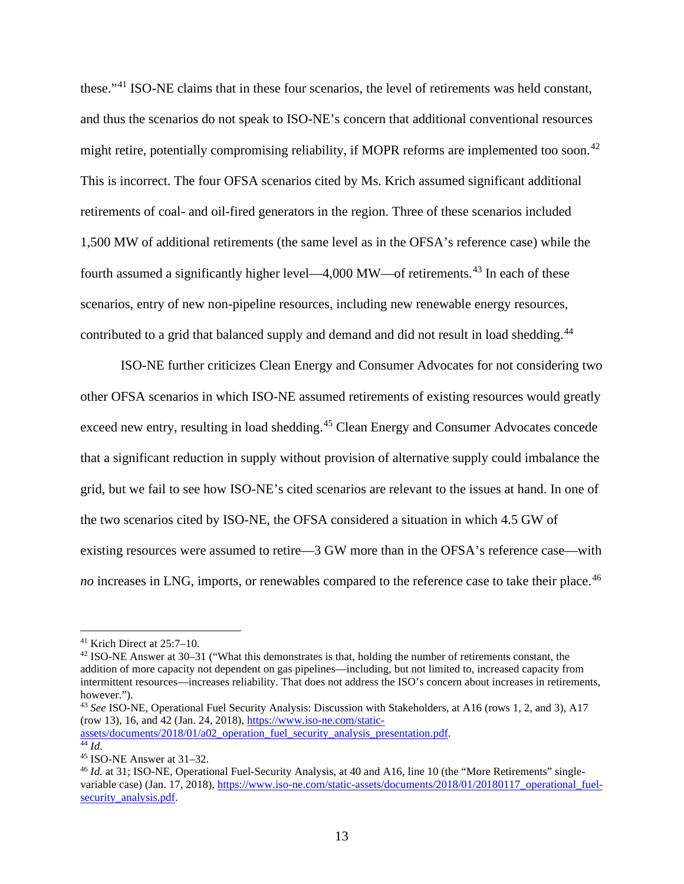these."[41] ISO-NE claims that in these four scenarios, the level of retirements was held constant, and thus the scenarios do not speak to ISO-NE's concern that additional conventional resources might retire, potentially compromising reliability, if MOPR reforms are implemented too soon.[42] This is incorrect. The four OFSA scenarios cited by Ms. Krich assumed significant additional retirements of coal- and oil-fired generators in the region. Three of these scenarios included 1,500 MW of additional retirements (the same level as in the OFSA's reference case) while the fourth assumed a significantly higher level—4,000 MW—of retirements.[43] In each of these scenarios, entry of new non-pipeline resources, including new renewable energy resources, contributed to a grid that balanced supply and demand and did not result in load shedding.[44]

ISO-NE further criticizes Clean Energy and Consumer Advocates for not considering two other OFSA scenarios in which ISO-NE assumed retirements of existing resources would greatly exceed new entry, resulting in load shedding.[45] Clean Energy and Consumer Advocates concede that a significant reduction in supply without provision of alternative supply could imbalance the grid, but we fail to see how ISO-NE's cited scenarios are relevant to the issues at hand. In one of the two scenarios cited by ISO-NE, the OFSA considered a situation in which 4.5 GW of existing resources were assumed to retire—3 GW more than in the OFSA's reference case—with *no* increases in LNG, imports, or renewables compared to the reference case to take their place.[46]

---

[41] Krich Direct at 25:7–10.

[42] ISO-NE Answer at 30–31 ("What this demonstrates is that, holding the number of retirements constant, the addition of more capacity not dependent on gas pipelines—including, but not limited to, increased capacity from intermittent resources—increases reliability. That does not address the ISO's concern about increases in retirements, however.").

[43] *See* ISO-NE, Operational Fuel Security Analysis: Discussion with Stakeholders, at A16 (rows 1, 2, and 3), A17 (row 13), 16, and 42 (Jan. 24, 2018), https://www.iso-ne.com/static-assets/documents/2018/01/a02_operation_fuel_security_analysis_presentation.pdf.

[44] *Id.*

[45] ISO-NE Answer at 31–32.

[46] *Id.* at 31; ISO-NE, Operational Fuel-Security Analysis, at 40 and A16, line 10 (the "More Retirements" single-variable case) (Jan. 17, 2018), https://www.iso-ne.com/static-assets/documents/2018/01/20180117_operational_fuel-security_analysis.pdf.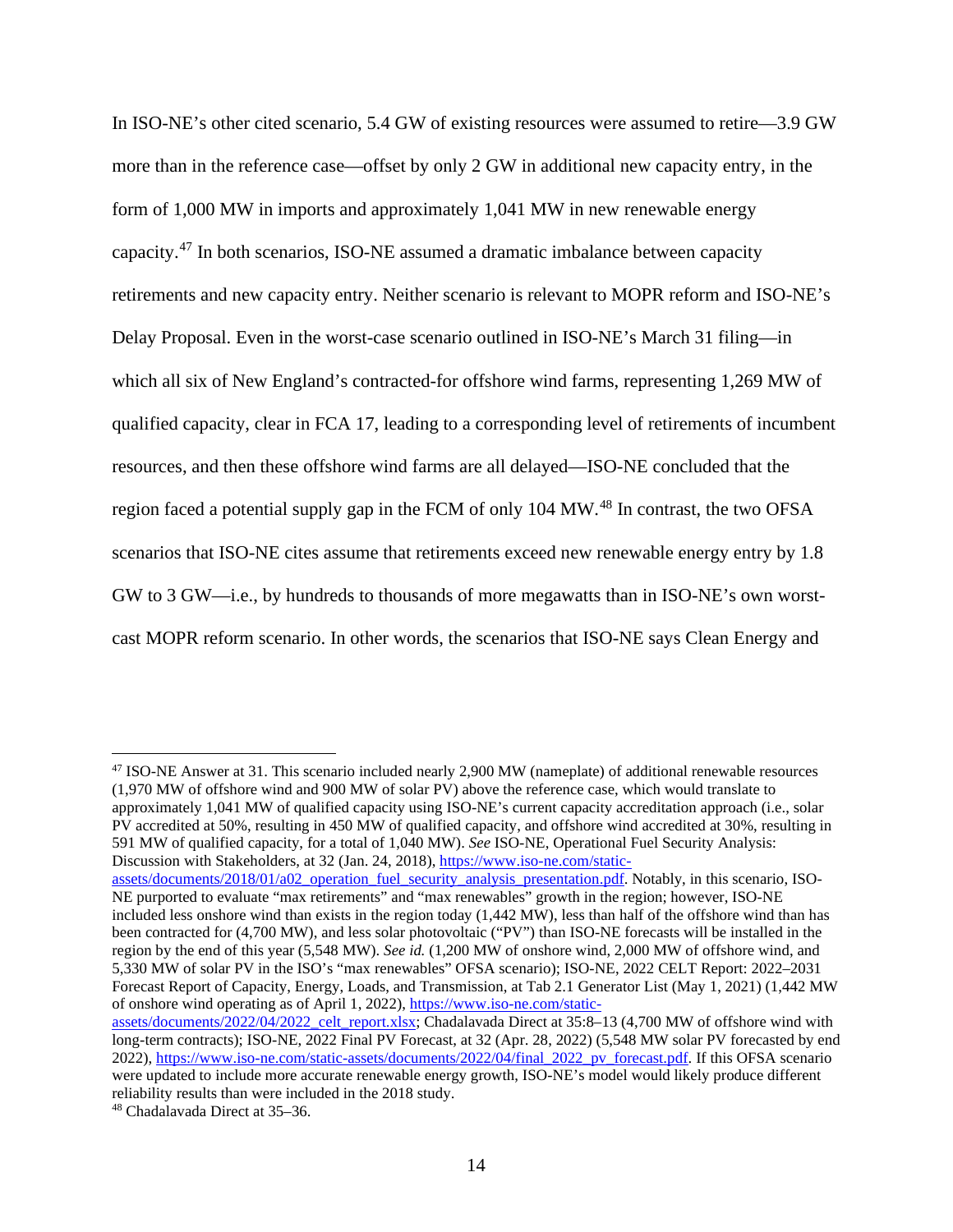In ISO-NE's other cited scenario, 5.4 GW of existing resources were assumed to retire—3.9 GW more than in the reference case—offset by only 2 GW in additional new capacity entry, in the form of 1,000 MW in imports and approximately 1,041 MW in new renewable energy capacity.[47] In both scenarios, ISO-NE assumed a dramatic imbalance between capacity retirements and new capacity entry. Neither scenario is relevant to MOPR reform and ISO-NE's Delay Proposal. Even in the worst-case scenario outlined in ISO-NE's March 31 filing—in which all six of New England's contracted-for offshore wind farms, representing 1,269 MW of qualified capacity, clear in FCA 17, leading to a corresponding level of retirements of incumbent resources, and then these offshore wind farms are all delayed—ISO-NE concluded that the region faced a potential supply gap in the FCM of only 104 MW.[48] In contrast, the two OFSA scenarios that ISO-NE cites assume that retirements exceed new renewable energy entry by 1.8 GW to 3 GW—i.e., by hundreds to thousands of more megawatts than in ISO-NE's own worst-cast MOPR reform scenario. In other words, the scenarios that ISO-NE says Clean Energy and

---

[47] ISO-NE Answer at 31. This scenario included nearly 2,900 MW (nameplate) of additional renewable resources (1,970 MW of offshore wind and 900 MW of solar PV) above the reference case, which would translate to approximately 1,041 MW of qualified capacity using ISO-NE's current capacity accreditation approach (i.e., solar PV accredited at 50%, resulting in 450 MW of qualified capacity, and offshore wind accredited at 30%, resulting in 591 MW of qualified capacity, for a total of 1,040 MW). *See* ISO-NE, Operational Fuel Security Analysis: Discussion with Stakeholders, at 32 (Jan. 24, 2018), https://www.iso-ne.com/static-assets/documents/2018/01/a02_operation_fuel_security_analysis_presentation.pdf. Notably, in this scenario, ISO-NE purported to evaluate "max retirements" and "max renewables" growth in the region; however, ISO-NE included less onshore wind than exists in the region today (1,442 MW), less than half of the offshore wind than has been contracted for (4,700 MW), and less solar photovoltaic ("PV") than ISO-NE forecasts will be installed in the region by the end of this year (5,548 MW). *See id.* (1,200 MW of onshore wind, 2,000 MW of offshore wind, and 5,330 MW of solar PV in the ISO's "max renewables" OFSA scenario); ISO-NE, 2022 CELT Report: 2022–2031 Forecast Report of Capacity, Energy, Loads, and Transmission, at Tab 2.1 Generator List (May 1, 2021) (1,442 MW of onshore wind operating as of April 1, 2022), https://www.iso-ne.com/static-assets/documents/2022/04/2022_celt_report.xlsx; Chadalavada Direct at 35:8–13 (4,700 MW of offshore wind with long-term contracts); ISO-NE, 2022 Final PV Forecast, at 32 (Apr. 28, 2022) (5,548 MW solar PV forecasted by end 2022), https://www.iso-ne.com/static-assets/documents/2022/04/final_2022_pv_forecast.pdf. If this OFSA scenario were updated to include more accurate renewable energy growth, ISO-NE's model would likely produce different reliability results than were included in the 2018 study.

[48] Chadalavada Direct at 35–36.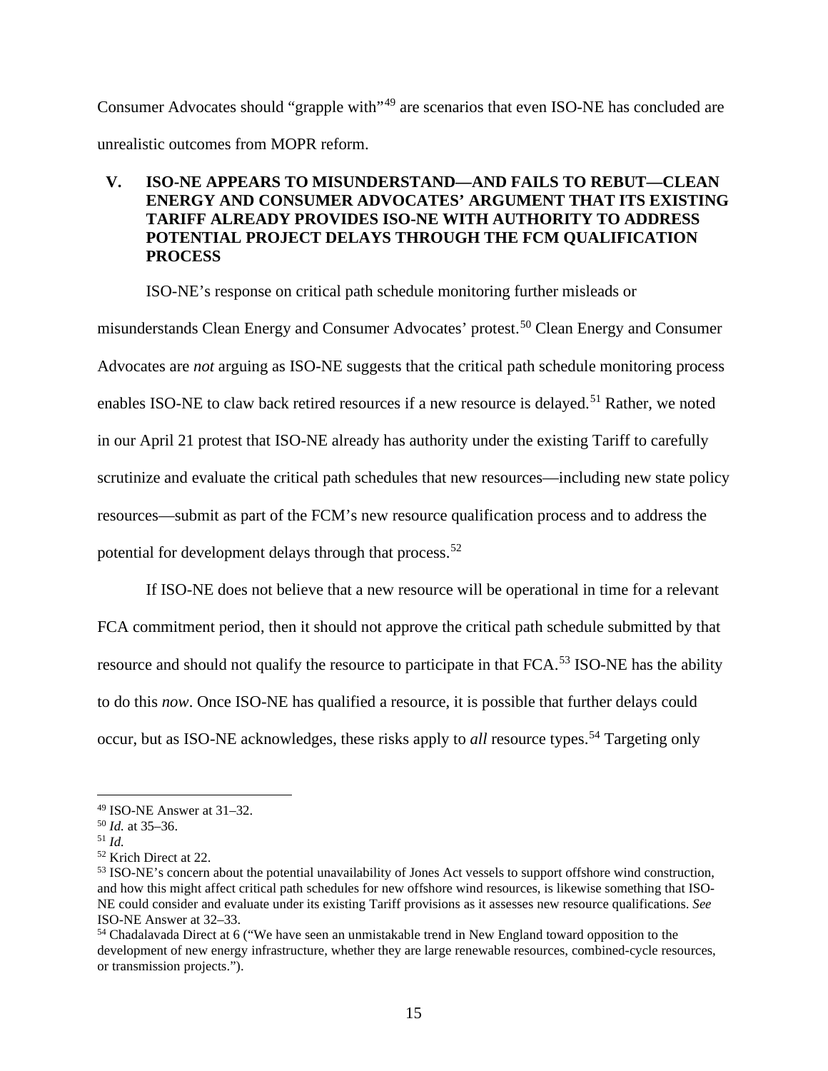Consumer Advocates should "grapple with"[49] are scenarios that even ISO-NE has concluded are unrealistic outcomes from MOPR reform.

## V. ISO-NE APPEARS TO MISUNDERSTAND—AND FAILS TO REBUT—CLEAN ENERGY AND CONSUMER ADVOCATES' ARGUMENT THAT ITS EXISTING TARIFF ALREADY PROVIDES ISO-NE WITH AUTHORITY TO ADDRESS POTENTIAL PROJECT DELAYS THROUGH THE FCM QUALIFICATION PROCESS

ISO-NE's response on critical path schedule monitoring further misleads or misunderstands Clean Energy and Consumer Advocates' protest.[50] Clean Energy and Consumer Advocates are *not* arguing as ISO-NE suggests that the critical path schedule monitoring process enables ISO-NE to claw back retired resources if a new resource is delayed.[51] Rather, we noted in our April 21 protest that ISO-NE already has authority under the existing Tariff to carefully scrutinize and evaluate the critical path schedules that new resources—including new state policy resources—submit as part of the FCM's new resource qualification process and to address the potential for development delays through that process.[52]

If ISO-NE does not believe that a new resource will be operational in time for a relevant FCA commitment period, then it should not approve the critical path schedule submitted by that resource and should not qualify the resource to participate in that FCA.[53] ISO-NE has the ability to do this *now*. Once ISO-NE has qualified a resource, it is possible that further delays could occur, but as ISO-NE acknowledges, these risks apply to *all* resource types.[54] Targeting only

---

[49] ISO-NE Answer at 31–32.

[50] *Id.* at 35–36.

[51] *Id.*

[52] Krich Direct at 22.

[53] ISO-NE's concern about the potential unavailability of Jones Act vessels to support offshore wind construction, and how this might affect critical path schedules for new offshore wind resources, is likewise something that ISO-NE could consider and evaluate under its existing Tariff provisions as it assesses new resource qualifications. *See* ISO-NE Answer at 32–33.

[54] Chadalavada Direct at 6 ("We have seen an unmistakable trend in New England toward opposition to the development of new energy infrastructure, whether they are large renewable resources, combined-cycle resources, or transmission projects.").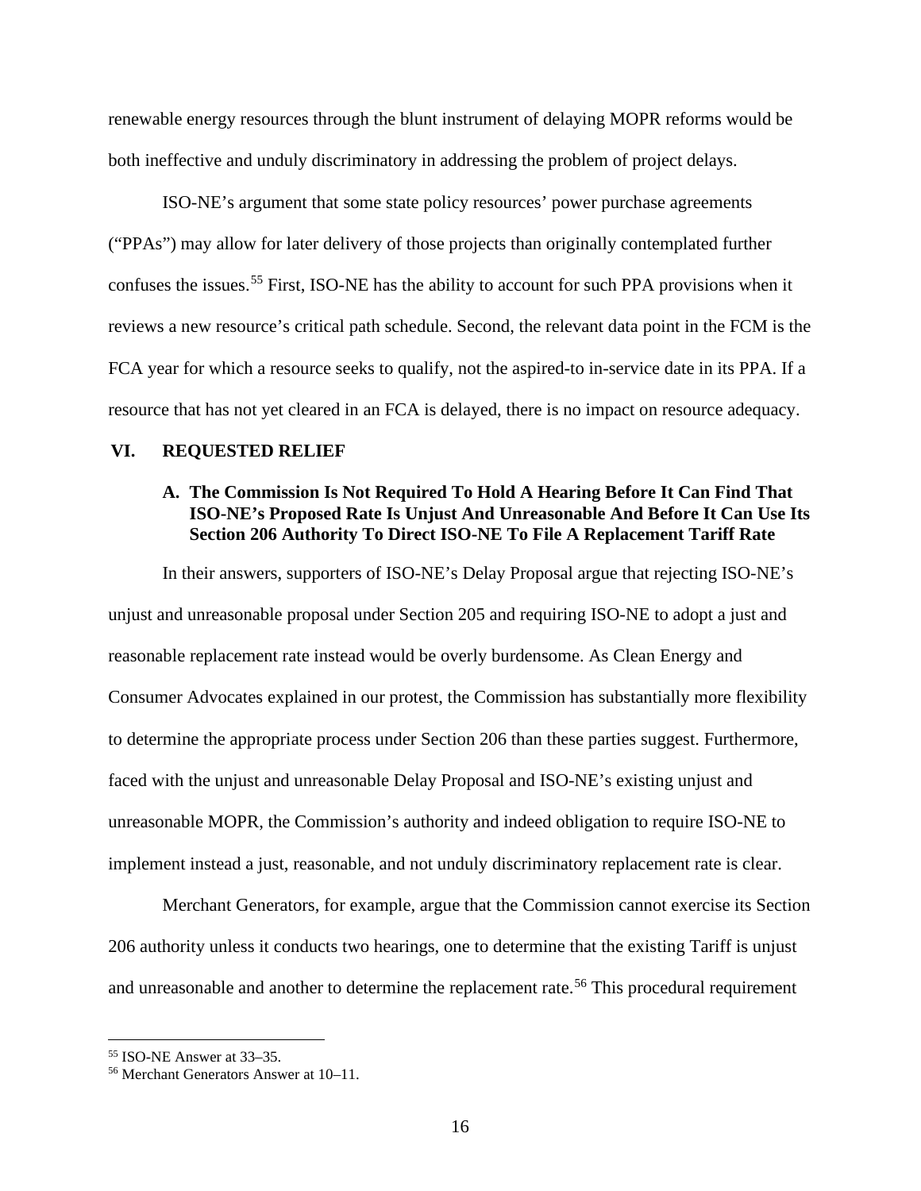renewable energy resources through the blunt instrument of delaying MOPR reforms would be both ineffective and unduly discriminatory in addressing the problem of project delays.

ISO-NE's argument that some state policy resources' power purchase agreements ("PPAs") may allow for later delivery of those projects than originally contemplated further confuses the issues.[55] First, ISO-NE has the ability to account for such PPA provisions when it reviews a new resource's critical path schedule. Second, the relevant data point in the FCM is the FCA year for which a resource seeks to qualify, not the aspired-to in-service date in its PPA. If a resource that has not yet cleared in an FCA is delayed, there is no impact on resource adequacy.

## VI. REQUESTED RELIEF

### A. The Commission Is Not Required To Hold A Hearing Before It Can Find That ISO-NE's Proposed Rate Is Unjust And Unreasonable And Before It Can Use Its Section 206 Authority To Direct ISO-NE To File A Replacement Tariff Rate

In their answers, supporters of ISO-NE's Delay Proposal argue that rejecting ISO-NE's unjust and unreasonable proposal under Section 205 and requiring ISO-NE to adopt a just and reasonable replacement rate instead would be overly burdensome. As Clean Energy and Consumer Advocates explained in our protest, the Commission has substantially more flexibility to determine the appropriate process under Section 206 than these parties suggest. Furthermore, faced with the unjust and unreasonable Delay Proposal and ISO-NE's existing unjust and unreasonable MOPR, the Commission's authority and indeed obligation to require ISO-NE to implement instead a just, reasonable, and not unduly discriminatory replacement rate is clear.

Merchant Generators, for example, argue that the Commission cannot exercise its Section 206 authority unless it conducts two hearings, one to determine that the existing Tariff is unjust and unreasonable and another to determine the replacement rate.[56] This procedural requirement

---

[55] ISO-NE Answer at 33–35.

[56] Merchant Generators Answer at 10–11.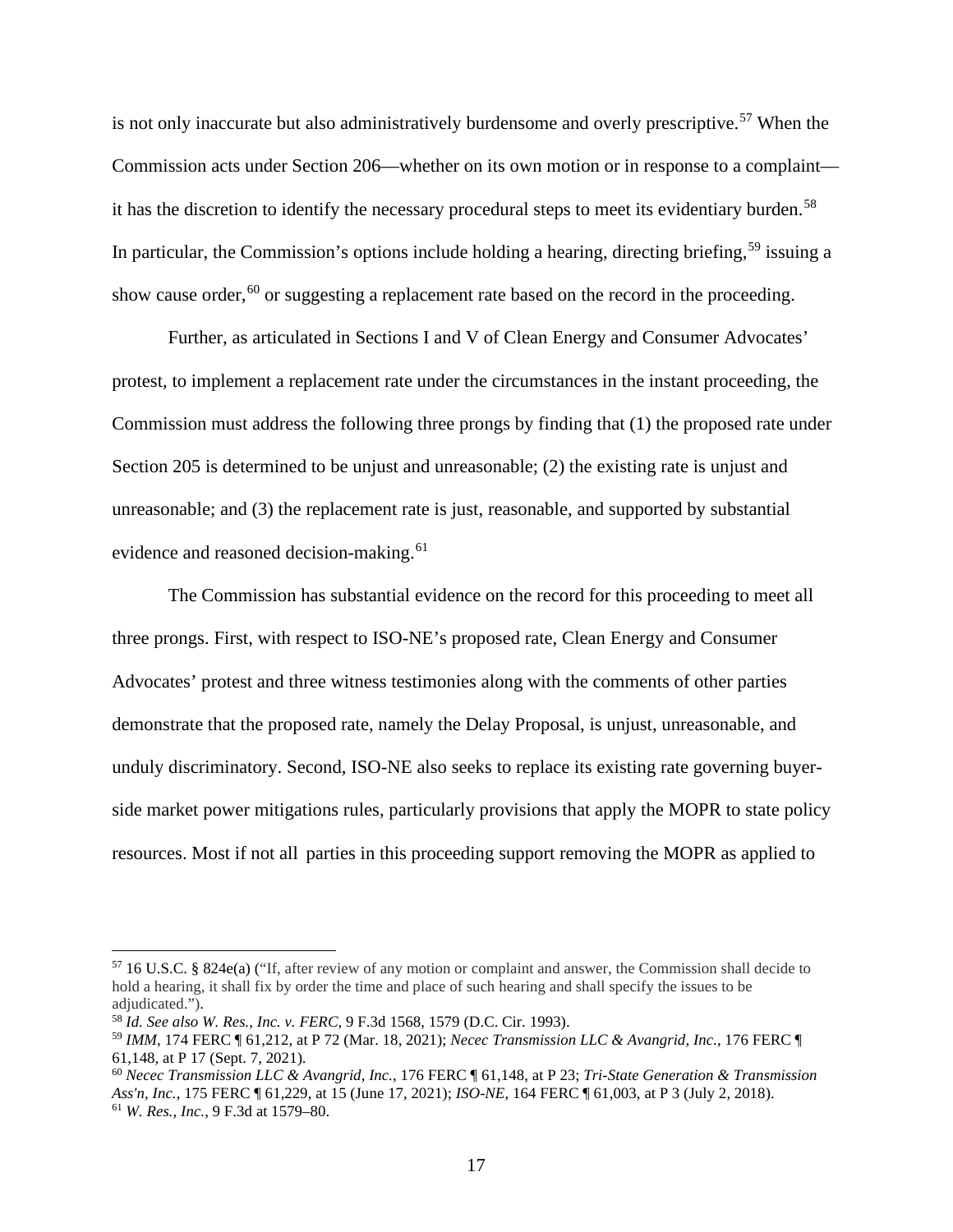is not only inaccurate but also administratively burdensome and overly prescriptive.[57] When the Commission acts under Section 206—whether on its own motion or in response to a complaint—it has the discretion to identify the necessary procedural steps to meet its evidentiary burden.[58] In particular, the Commission's options include holding a hearing, directing briefing,[59] issuing a show cause order,[60] or suggesting a replacement rate based on the record in the proceeding.

Further, as articulated in Sections I and V of Clean Energy and Consumer Advocates' protest, to implement a replacement rate under the circumstances in the instant proceeding, the Commission must address the following three prongs by finding that (1) the proposed rate under Section 205 is determined to be unjust and unreasonable; (2) the existing rate is unjust and unreasonable; and (3) the replacement rate is just, reasonable, and supported by substantial evidence and reasoned decision-making.[61]

The Commission has substantial evidence on the record for this proceeding to meet all three prongs. First, with respect to ISO-NE's proposed rate, Clean Energy and Consumer Advocates' protest and three witness testimonies along with the comments of other parties demonstrate that the proposed rate, namely the Delay Proposal, is unjust, unreasonable, and unduly discriminatory. Second, ISO-NE also seeks to replace its existing rate governing buyer-side market power mitigations rules, particularly provisions that apply the MOPR to state policy resources. Most if not all parties in this proceeding support removing the MOPR as applied to

---

[57] 16 U.S.C. § 824e(a) ("If, after review of any motion or complaint and answer, the Commission shall decide to hold a hearing, it shall fix by order the time and place of such hearing and shall specify the issues to be adjudicated.").

[58] *Id. See also W. Res., Inc. v. FERC*, 9 F.3d 1568, 1579 (D.C. Cir. 1993).

[59] *IMM*, 174 FERC ¶ 61,212, at P 72 (Mar. 18, 2021); *Necec Transmission LLC & Avangrid, Inc.*, 176 FERC ¶ 61,148, at P 17 (Sept. 7, 2021).

[60] *Necec Transmission LLC & Avangrid, Inc.*, 176 FERC ¶ 61,148, at P 23; *Tri-State Generation & Transmission Ass'n, Inc.*, 175 FERC ¶ 61,229, at 15 (June 17, 2021); *ISO-NE*, 164 FERC ¶ 61,003, at P 3 (July 2, 2018).

[61] *W. Res., Inc.*, 9 F.3d at 1579–80.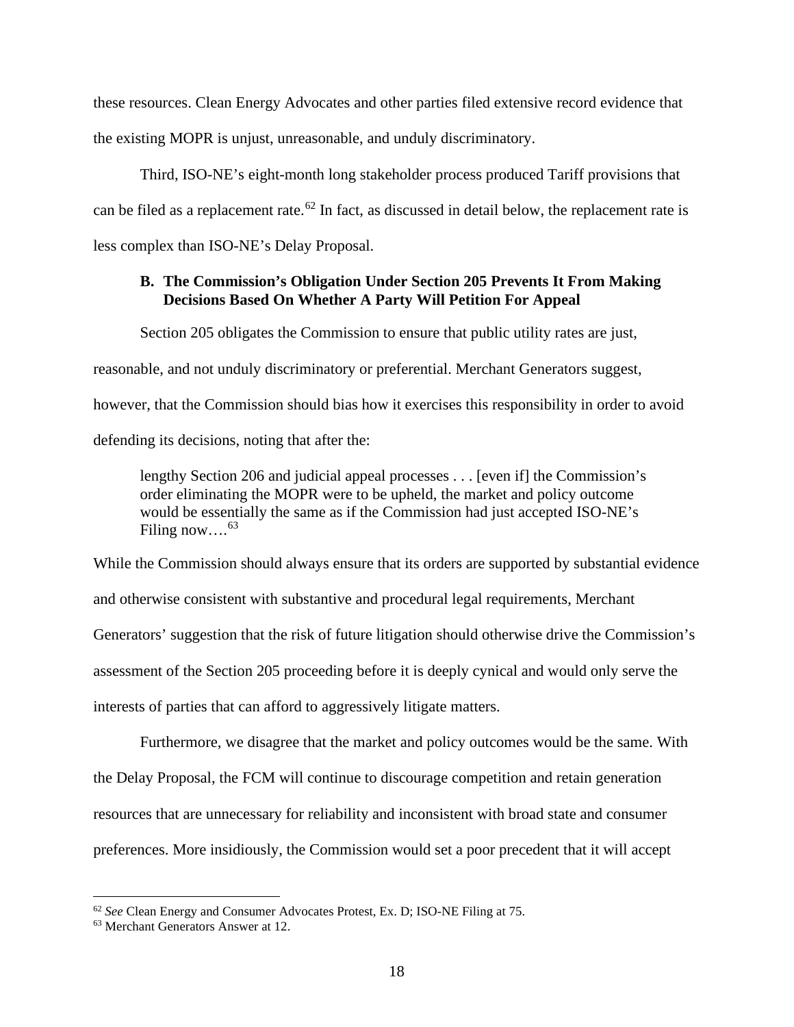these resources. Clean Energy Advocates and other parties filed extensive record evidence that the existing MOPR is unjust, unreasonable, and unduly discriminatory.

Third, ISO-NE's eight-month long stakeholder process produced Tariff provisions that can be filed as a replacement rate.[62] In fact, as discussed in detail below, the replacement rate is less complex than ISO-NE's Delay Proposal.

### B. The Commission's Obligation Under Section 205 Prevents It From Making Decisions Based On Whether A Party Will Petition For Appeal

Section 205 obligates the Commission to ensure that public utility rates are just, reasonable, and not unduly discriminatory or preferential. Merchant Generators suggest, however, that the Commission should bias how it exercises this responsibility in order to avoid defending its decisions, noting that after the:

> lengthy Section 206 and judicial appeal processes . . . [even if] the Commission's order eliminating the MOPR were to be upheld, the market and policy outcome would be essentially the same as if the Commission had just accepted ISO-NE's Filing now….[63]

While the Commission should always ensure that its orders are supported by substantial evidence and otherwise consistent with substantive and procedural legal requirements, Merchant Generators' suggestion that the risk of future litigation should otherwise drive the Commission's assessment of the Section 205 proceeding before it is deeply cynical and would only serve the interests of parties that can afford to aggressively litigate matters.

Furthermore, we disagree that the market and policy outcomes would be the same. With the Delay Proposal, the FCM will continue to discourage competition and retain generation resources that are unnecessary for reliability and inconsistent with broad state and consumer preferences. More insidiously, the Commission would set a poor precedent that it will accept

[62] *See* Clean Energy and Consumer Advocates Protest, Ex. D; ISO-NE Filing at 75.

[63] Merchant Generators Answer at 12.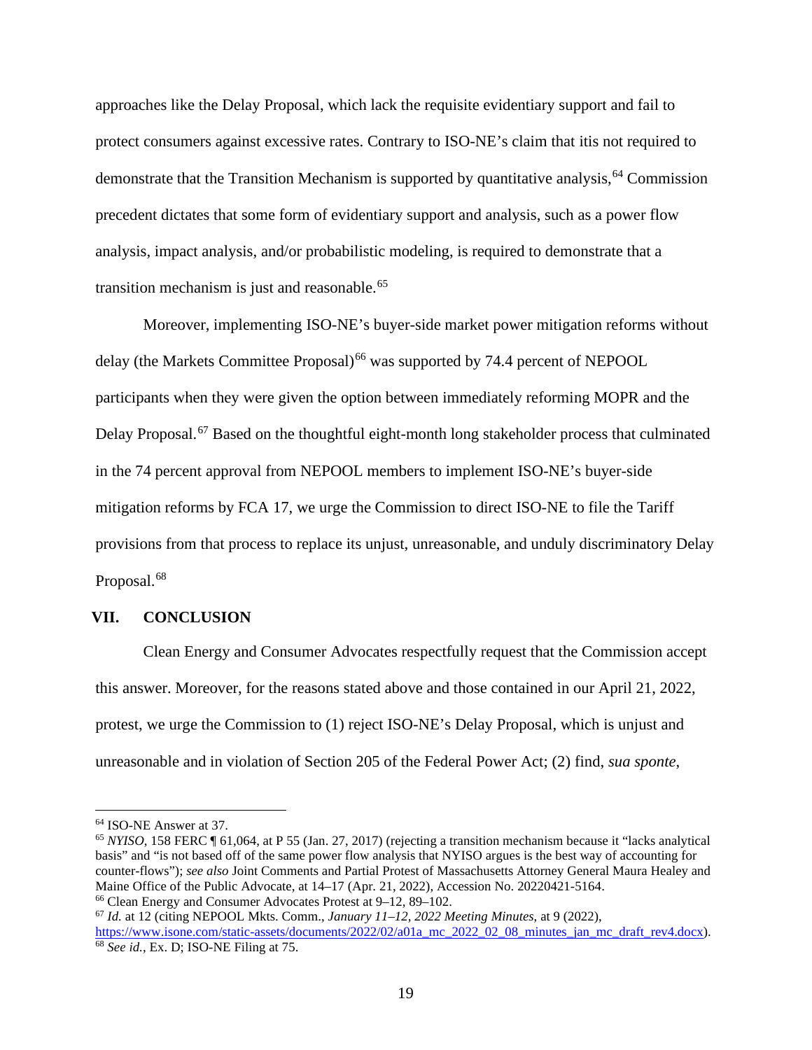approaches like the Delay Proposal, which lack the requisite evidentiary support and fail to protect consumers against excessive rates. Contrary to ISO-NE's claim that itis not required to demonstrate that the Transition Mechanism is supported by quantitative analysis,[64] Commission precedent dictates that some form of evidentiary support and analysis, such as a power flow analysis, impact analysis, and/or probabilistic modeling, is required to demonstrate that a transition mechanism is just and reasonable.[65]

Moreover, implementing ISO-NE's buyer-side market power mitigation reforms without delay (the Markets Committee Proposal)[66] was supported by 74.4 percent of NEPOOL participants when they were given the option between immediately reforming MOPR and the Delay Proposal.[67] Based on the thoughtful eight-month long stakeholder process that culminated in the 74 percent approval from NEPOOL members to implement ISO-NE's buyer-side mitigation reforms by FCA 17, we urge the Commission to direct ISO-NE to file the Tariff provisions from that process to replace its unjust, unreasonable, and unduly discriminatory Delay Proposal.[68]

## VII. CONCLUSION

Clean Energy and Consumer Advocates respectfully request that the Commission accept this answer. Moreover, for the reasons stated above and those contained in our April 21, 2022, protest, we urge the Commission to (1) reject ISO-NE's Delay Proposal, which is unjust and unreasonable and in violation of Section 205 of the Federal Power Act; (2) find, *sua sponte*,

---

[64] ISO-NE Answer at 37.

[65] *NYISO*, 158 FERC ¶ 61,064, at P 55 (Jan. 27, 2017) (rejecting a transition mechanism because it "lacks analytical basis" and "is not based off of the same power flow analysis that NYISO argues is the best way of accounting for counter-flows"); *see also* Joint Comments and Partial Protest of Massachusetts Attorney General Maura Healey and Maine Office of the Public Advocate, at 14–17 (Apr. 21, 2022), Accession No. 20220421-5164.

[66] Clean Energy and Consumer Advocates Protest at 9–12, 89–102.

[67] *Id.* at 12 (citing NEPOOL Mkts. Comm., *January 11–12, 2022 Meeting Minutes*, at 9 (2022), https://www.isone.com/static-assets/documents/2022/02/a01a_mc_2022_02_08_minutes_jan_mc_draft_rev4.docx).

[68] *See id.*, Ex. D; ISO-NE Filing at 75.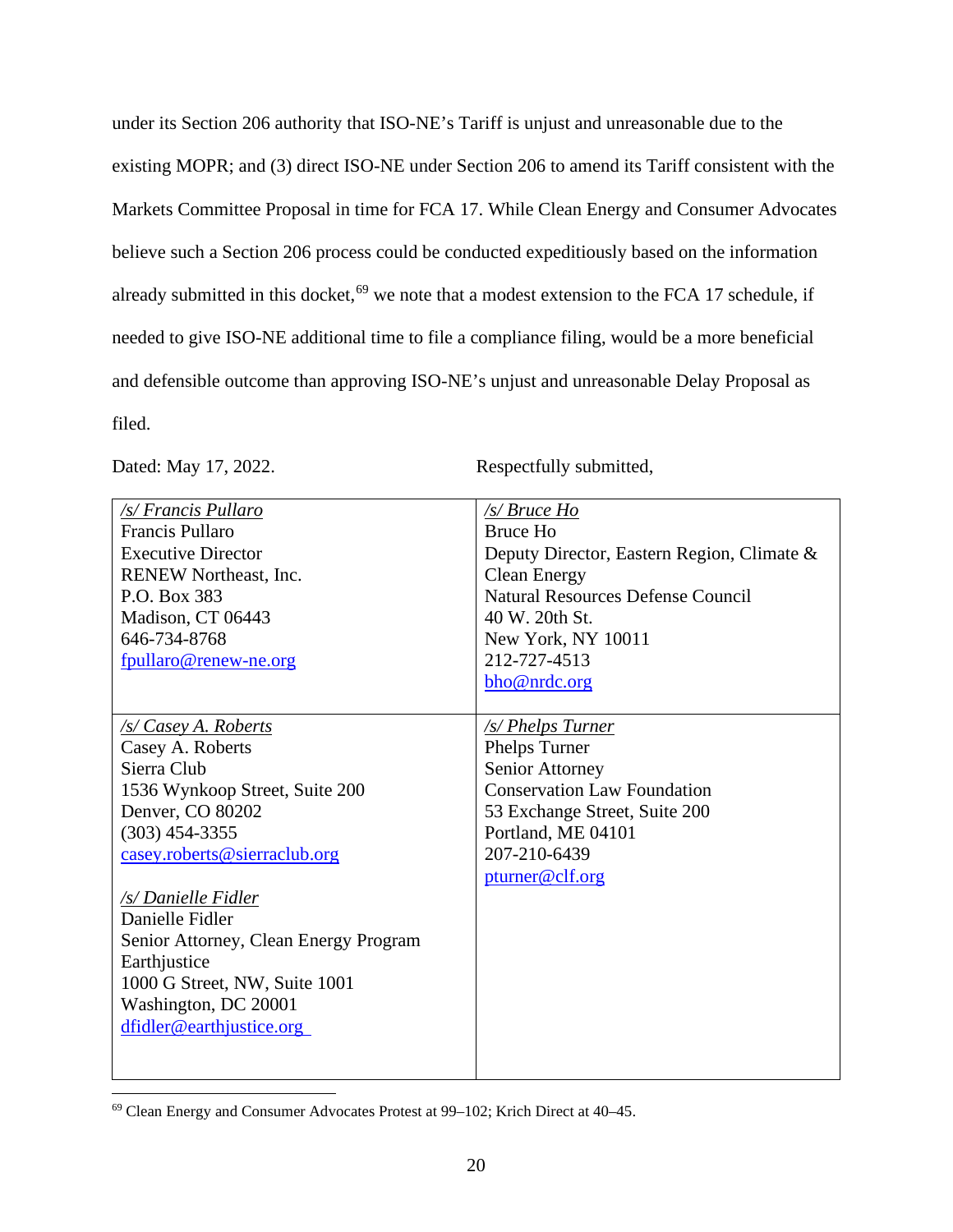under its Section 206 authority that ISO-NE's Tariff is unjust and unreasonable due to the existing MOPR; and (3) direct ISO-NE under Section 206 to amend its Tariff consistent with the Markets Committee Proposal in time for FCA 17. While Clean Energy and Consumer Advocates believe such a Section 206 process could be conducted expeditiously based on the information already submitted in this docket,[69] we note that a modest extension to the FCA 17 schedule, if needed to give ISO-NE additional time to file a compliance filing, would be a more beneficial and defensible outcome than approving ISO-NE's unjust and unreasonable Delay Proposal as filed.

Dated: May 17, 2022. Respectfully submitted,

| | |
|---|---|
| */s/ Francis Pullaro*<br>Francis Pullaro<br>Executive Director<br>RENEW Northeast, Inc.<br>P.O. Box 383<br>Madison, CT 06443<br>646-734-8768<br>fpullaro@renew-ne.org | */s/ Bruce Ho*<br>Bruce Ho<br>Deputy Director, Eastern Region, Climate & Clean Energy<br>Natural Resources Defense Council<br>40 W. 20th St.<br>New York, NY 10011<br>212-727-4513<br>bho@nrdc.org |
| */s/ Casey A. Roberts*<br>Casey A. Roberts<br>Sierra Club<br>1536 Wynkoop Street, Suite 200<br>Denver, CO 80202<br>(303) 454-3355<br>casey.roberts@sierraclub.org<br><br>*/s/ Danielle Fidler*<br>Danielle Fidler<br>Senior Attorney, Clean Energy Program<br>Earthjustice<br>1000 G Street, NW, Suite 1001<br>Washington, DC 20001<br>dfidler@earthjustice.org | */s/ Phelps Turner*<br>Phelps Turner<br>Senior Attorney<br>Conservation Law Foundation<br>53 Exchange Street, Suite 200<br>Portland, ME 04101<br>207-210-6439<br>pturner@clf.org |

[69] Clean Energy and Consumer Advocates Protest at 99–102; Krich Direct at 40–45.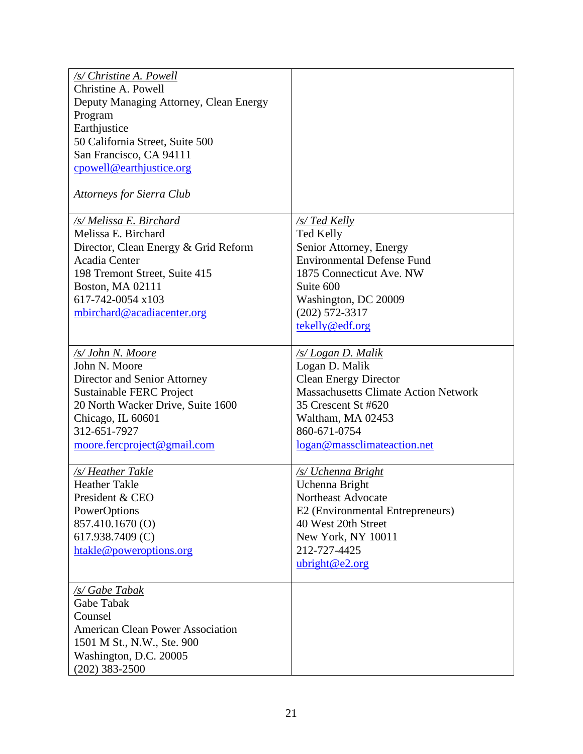| | |
|---|---|
| */s/ Christine A. Powell*<br>Christine A. Powell<br>Deputy Managing Attorney, Clean Energy Program<br>Earthjustice<br>50 California Street, Suite 500<br>San Francisco, CA 94111<br>cpowell@earthjustice.org<br><br>*Attorneys for Sierra Club* | |
| */s/ Melissa E. Birchard*<br>Melissa E. Birchard<br>Director, Clean Energy & Grid Reform<br>Acadia Center<br>198 Tremont Street, Suite 415<br>Boston, MA 02111<br>617-742-0054 x103<br>mbirchard@acadiacenter.org | */s/ Ted Kelly*<br>Ted Kelly<br>Senior Attorney, Energy<br>Environmental Defense Fund<br>1875 Connecticut Ave. NW<br>Suite 600<br>Washington, DC 20009<br>(202) 572-3317<br>tekelly@edf.org |
| */s/ John N. Moore*<br>John N. Moore<br>Director and Senior Attorney<br>Sustainable FERC Project<br>20 North Wacker Drive, Suite 1600<br>Chicago, IL 60601<br>312-651-7927<br>moore.fercproject@gmail.com | */s/ Logan D. Malik*<br>Logan D. Malik<br>Clean Energy Director<br>Massachusetts Climate Action Network<br>35 Crescent St #620<br>Waltham, MA 02453<br>860-671-0754<br>logan@massclimateaction.net |
| */s/ Heather Takle*<br>Heather Takle<br>President & CEO<br>PowerOptions<br>857.410.1670 (O)<br>617.938.7409 (C)<br>htakle@poweroptions.org | */s/ Uchenna Bright*<br>Uchenna Bright<br>Northeast Advocate<br>E2 (Environmental Entrepreneurs)<br>40 West 20th Street<br>New York, NY 10011<br>212-727-4425<br>ubright@e2.org |
| */s/ Gabe Tabak*<br>Gabe Tabak<br>Counsel<br>American Clean Power Association<br>1501 M St., N.W., Ste. 900<br>Washington, D.C. 20005<br>(202) 383-2500 | |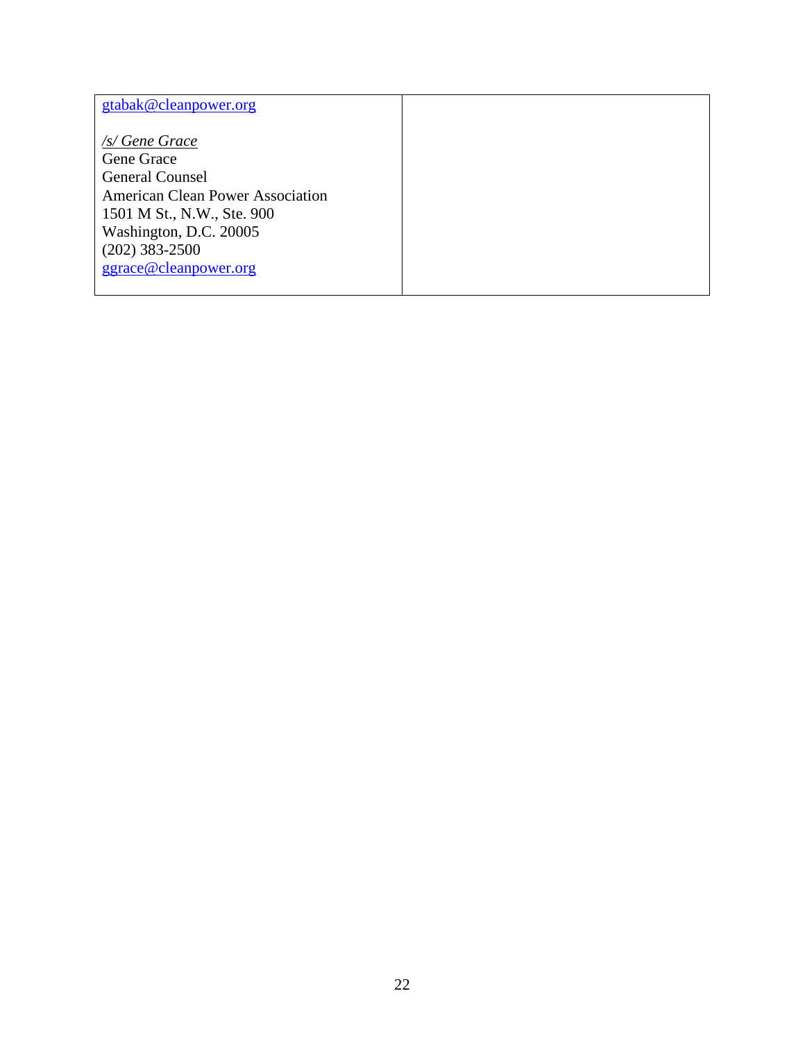| gtabak@cleanpower.org<br><br>*/s/ Gene Grace*<br>Gene Grace<br>General Counsel<br>American Clean Power Association<br>1501 M St., N.W., Ste. 900<br>Washington, D.C. 20005<br>(202) 383-2500<br>ggrace@cleanpower.org | |
|---|---|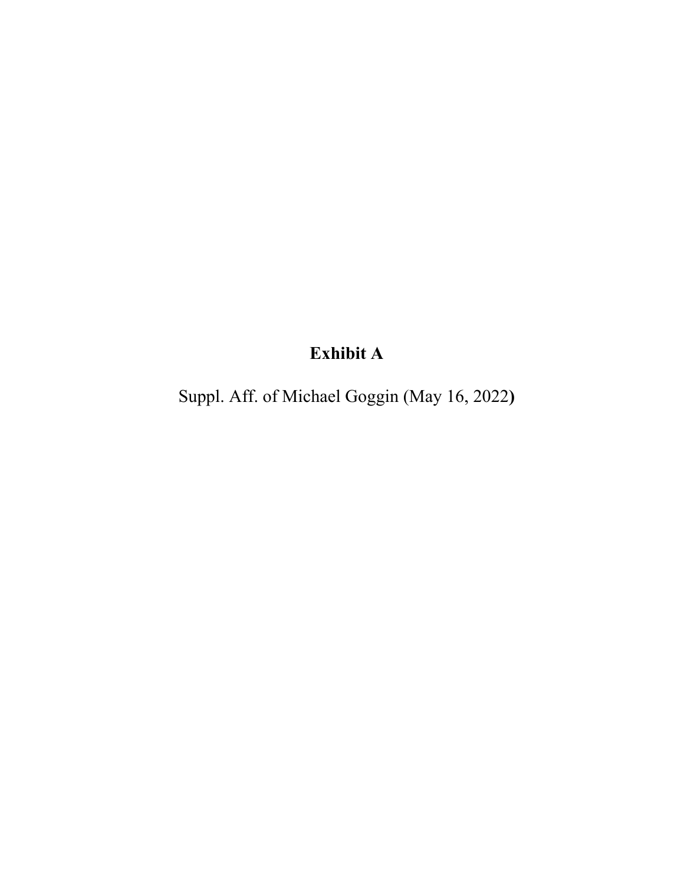**Exhibit A**

Suppl. Aff. of Michael Goggin (May 16, 2022**)**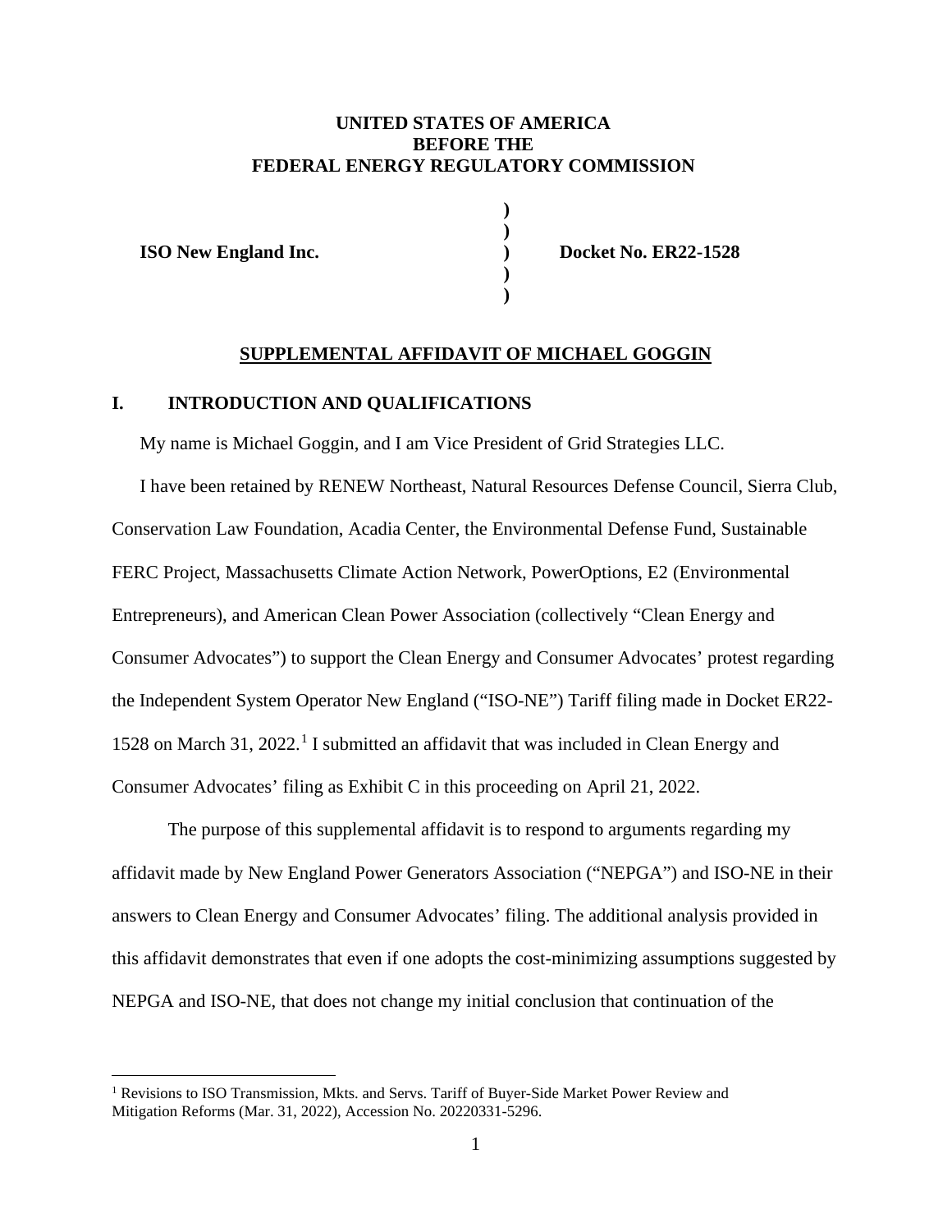**UNITED STATES OF AMERICA**
**BEFORE THE**
**FEDERAL ENERGY REGULATORY COMMISSION**

| | | |
|---|---|---|
| **ISO New England Inc.** | **)** **)** **)** **)** **)** | **Docket No. ER22-1528** |

**SUPPLEMENTAL AFFIDAVIT OF MICHAEL GOGGIN**

## I. INTRODUCTION AND QUALIFICATIONS

My name is Michael Goggin, and I am Vice President of Grid Strategies LLC.

I have been retained by RENEW Northeast, Natural Resources Defense Council, Sierra Club, Conservation Law Foundation, Acadia Center, the Environmental Defense Fund, Sustainable FERC Project, Massachusetts Climate Action Network, PowerOptions, E2 (Environmental Entrepreneurs), and American Clean Power Association (collectively "Clean Energy and Consumer Advocates") to support the Clean Energy and Consumer Advocates' protest regarding the Independent System Operator New England ("ISO-NE") Tariff filing made in Docket ER22-1528 on March 31, 2022.[1] I submitted an affidavit that was included in Clean Energy and Consumer Advocates' filing as Exhibit C in this proceeding on April 21, 2022.

The purpose of this supplemental affidavit is to respond to arguments regarding my affidavit made by New England Power Generators Association ("NEPGA") and ISO-NE in their answers to Clean Energy and Consumer Advocates' filing. The additional analysis provided in this affidavit demonstrates that even if one adopts the cost-minimizing assumptions suggested by NEPGA and ISO-NE, that does not change my initial conclusion that continuation of the

[1] Revisions to ISO Transmission, Mkts. and Servs. Tariff of Buyer-Side Market Power Review and Mitigation Reforms (Mar. 31, 2022), Accession No. 20220331-5296.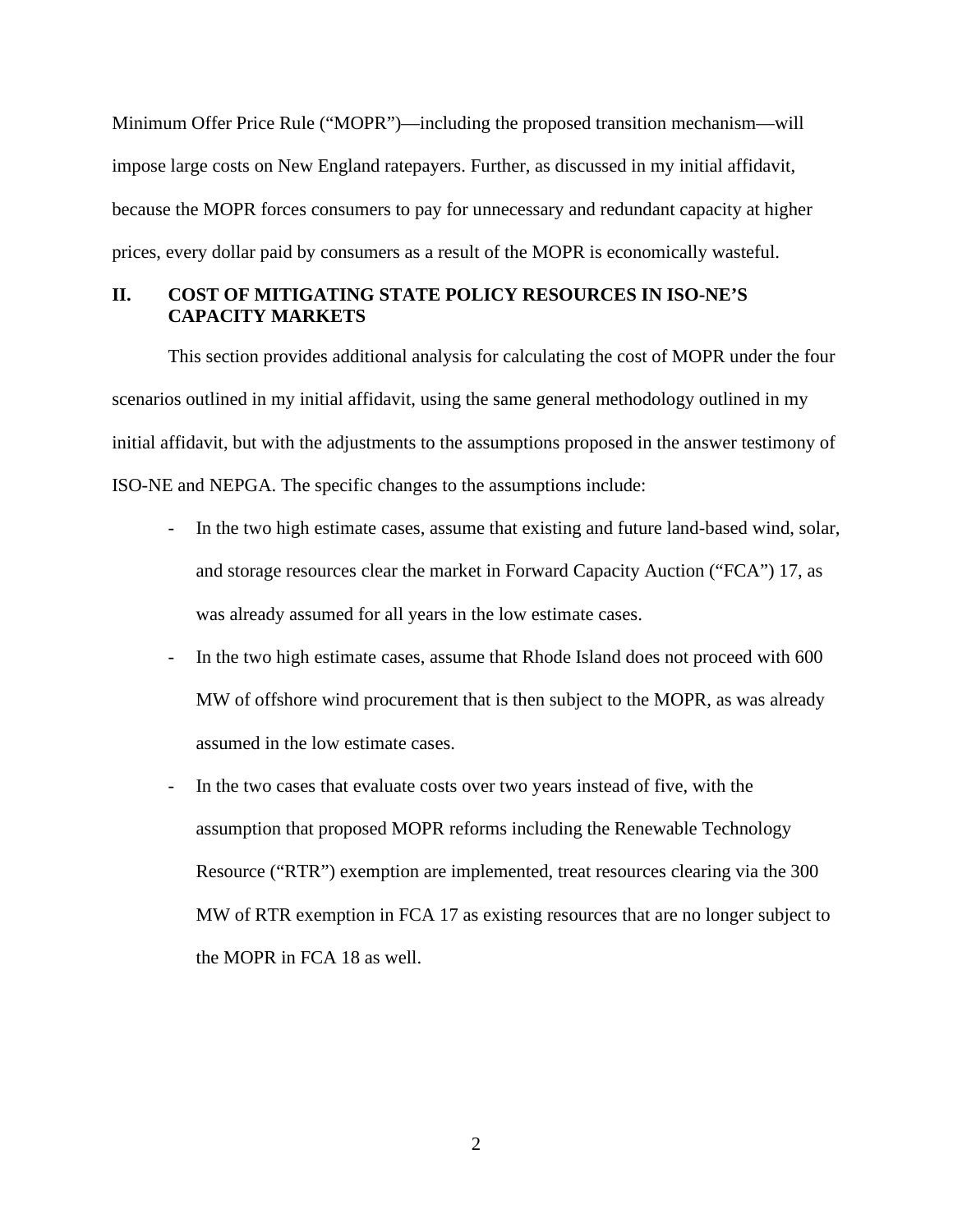Minimum Offer Price Rule ("MOPR")—including the proposed transition mechanism—will impose large costs on New England ratepayers. Further, as discussed in my initial affidavit, because the MOPR forces consumers to pay for unnecessary and redundant capacity at higher prices, every dollar paid by consumers as a result of the MOPR is economically wasteful.

## II. COST OF MITIGATING STATE POLICY RESOURCES IN ISO-NE'S CAPACITY MARKETS

This section provides additional analysis for calculating the cost of MOPR under the four scenarios outlined in my initial affidavit, using the same general methodology outlined in my initial affidavit, but with the adjustments to the assumptions proposed in the answer testimony of ISO-NE and NEPGA. The specific changes to the assumptions include:

- In the two high estimate cases, assume that existing and future land-based wind, solar, and storage resources clear the market in Forward Capacity Auction ("FCA") 17, as was already assumed for all years in the low estimate cases.
- In the two high estimate cases, assume that Rhode Island does not proceed with 600 MW of offshore wind procurement that is then subject to the MOPR, as was already assumed in the low estimate cases.
- In the two cases that evaluate costs over two years instead of five, with the assumption that proposed MOPR reforms including the Renewable Technology Resource ("RTR") exemption are implemented, treat resources clearing via the 300 MW of RTR exemption in FCA 17 as existing resources that are no longer subject to the MOPR in FCA 18 as well.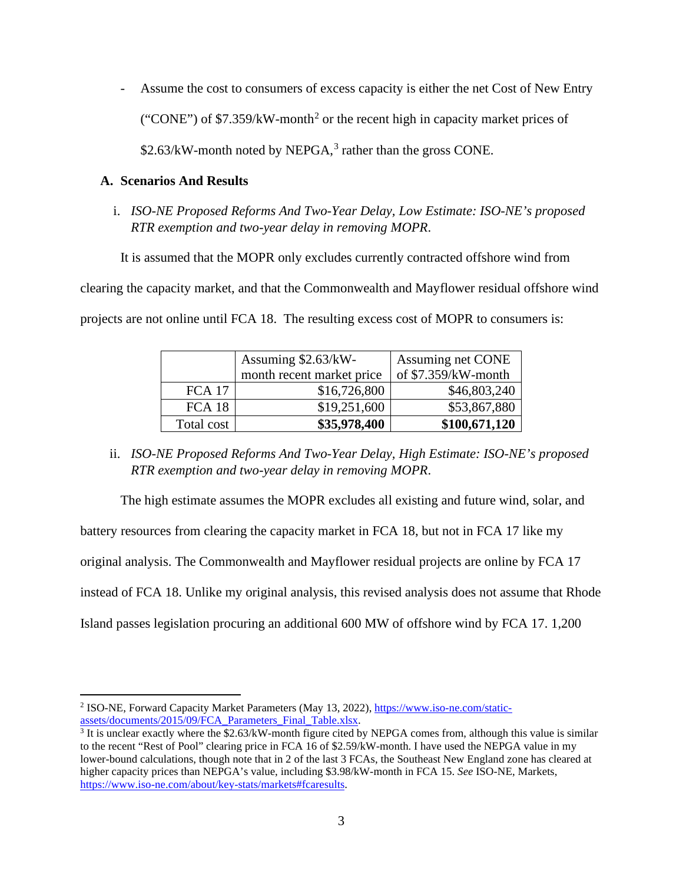- Assume the cost to consumers of excess capacity is either the net Cost of New Entry ("CONE") of \$7.359/kW-month[2] or the recent high in capacity market prices of \$2.63/kW-month noted by NEPGA,[3] rather than the gross CONE.

### A. Scenarios And Results

i. *ISO-NE Proposed Reforms And Two-Year Delay, Low Estimate: ISO-NE's proposed RTR exemption and two-year delay in removing MOPR.*

It is assumed that the MOPR only excludes currently contracted offshore wind from clearing the capacity market, and that the Commonwealth and Mayflower residual offshore wind projects are not online until FCA 18. The resulting excess cost of MOPR to consumers is:

| | Assuming \$2.63/kW-month recent market price | Assuming net CONE of \$7.359/kW-month |
|---|---|---|
| FCA 17 | \$16,726,800 | \$46,803,240 |
| FCA 18 | \$19,251,600 | \$53,867,880 |
| Total cost | **\$35,978,400** | **\$100,671,120** |

ii. *ISO-NE Proposed Reforms And Two-Year Delay, High Estimate: ISO-NE's proposed RTR exemption and two-year delay in removing MOPR.*

The high estimate assumes the MOPR excludes all existing and future wind, solar, and battery resources from clearing the capacity market in FCA 18, but not in FCA 17 like my original analysis. The Commonwealth and Mayflower residual projects are online by FCA 17 instead of FCA 18. Unlike my original analysis, this revised analysis does not assume that Rhode Island passes legislation procuring an additional 600 MW of offshore wind by FCA 17. 1,200

---

[2] ISO-NE, Forward Capacity Market Parameters (May 13, 2022), https://www.iso-ne.com/static-assets/documents/2015/09/FCA_Parameters_Final_Table.xlsx.

[3] It is unclear exactly where the \$2.63/kW-month figure cited by NEPGA comes from, although this value is similar to the recent "Rest of Pool" clearing price in FCA 16 of \$2.59/kW-month. I have used the NEPGA value in my lower-bound calculations, though note that in 2 of the last 3 FCAs, the Southeast New England zone has cleared at higher capacity prices than NEPGA's value, including \$3.98/kW-month in FCA 15. *See* ISO-NE, Markets, https://www.iso-ne.com/about/key-stats/markets#fcaresults.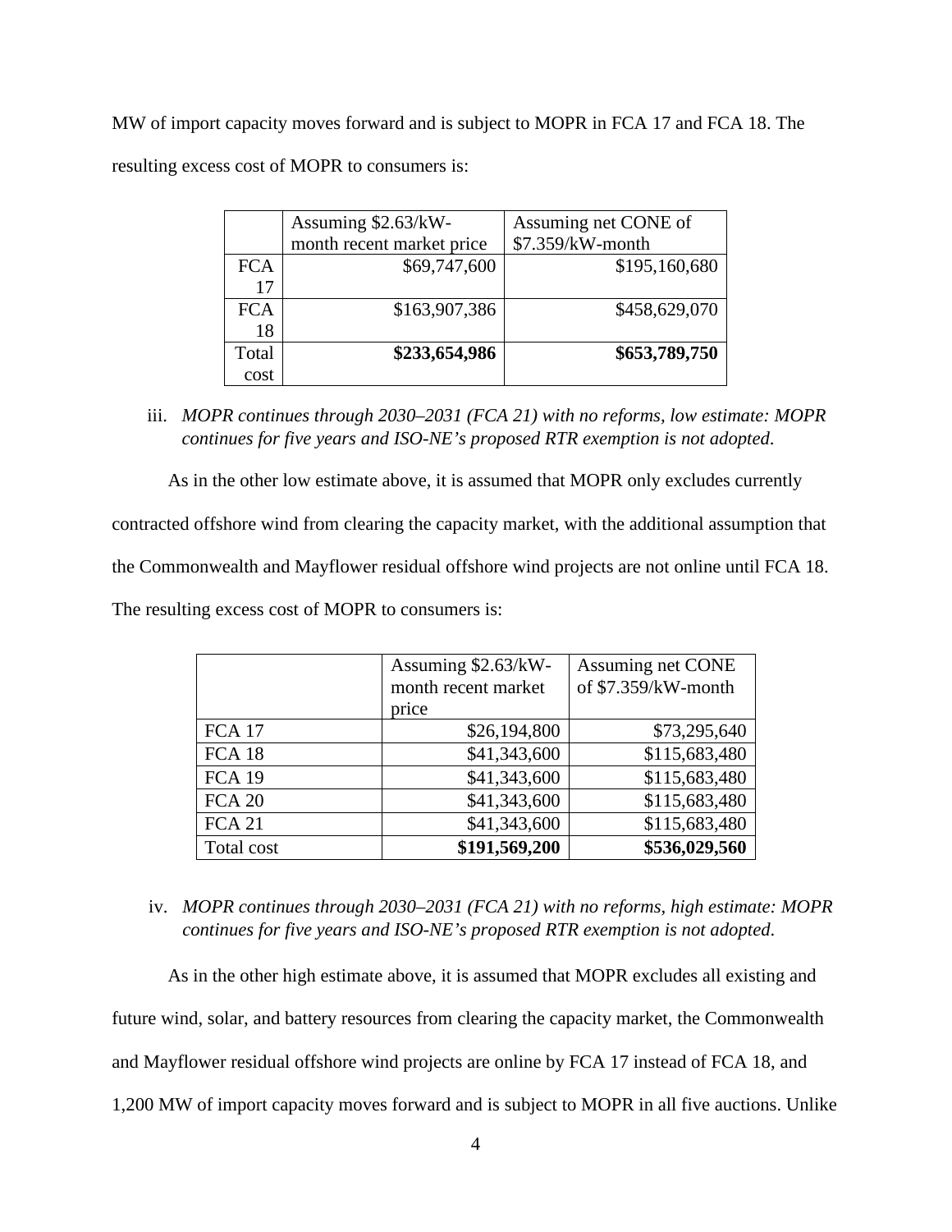MW of import capacity moves forward and is subject to MOPR in FCA 17 and FCA 18. The resulting excess cost of MOPR to consumers is:

| | Assuming $2.63/kW-month recent market price | Assuming net CONE of $7.359/kW-month |
|---|---|---|
| FCA 17 | $69,747,600 | $195,160,680 |
| FCA 18 | $163,907,386 | $458,629,070 |
| Total cost | **$233,654,986** | **$653,789,750** |

iii. *MOPR continues through 2030–2031 (FCA 21) with no reforms, low estimate: MOPR continues for five years and ISO-NE's proposed RTR exemption is not adopted.*

As in the other low estimate above, it is assumed that MOPR only excludes currently contracted offshore wind from clearing the capacity market, with the additional assumption that the Commonwealth and Mayflower residual offshore wind projects are not online until FCA 18. The resulting excess cost of MOPR to consumers is:

| | Assuming $2.63/kW-month recent market price | Assuming net CONE of $7.359/kW-month |
|---|---|---|
| FCA 17 | $26,194,800 | $73,295,640 |
| FCA 18 | $41,343,600 | $115,683,480 |
| FCA 19 | $41,343,600 | $115,683,480 |
| FCA 20 | $41,343,600 | $115,683,480 |
| FCA 21 | $41,343,600 | $115,683,480 |
| Total cost | **$191,569,200** | **$536,029,560** |

iv. *MOPR continues through 2030–2031 (FCA 21) with no reforms, high estimate: MOPR continues for five years and ISO-NE's proposed RTR exemption is not adopted.*

As in the other high estimate above, it is assumed that MOPR excludes all existing and future wind, solar, and battery resources from clearing the capacity market, the Commonwealth and Mayflower residual offshore wind projects are online by FCA 17 instead of FCA 18, and 1,200 MW of import capacity moves forward and is subject to MOPR in all five auctions. Unlike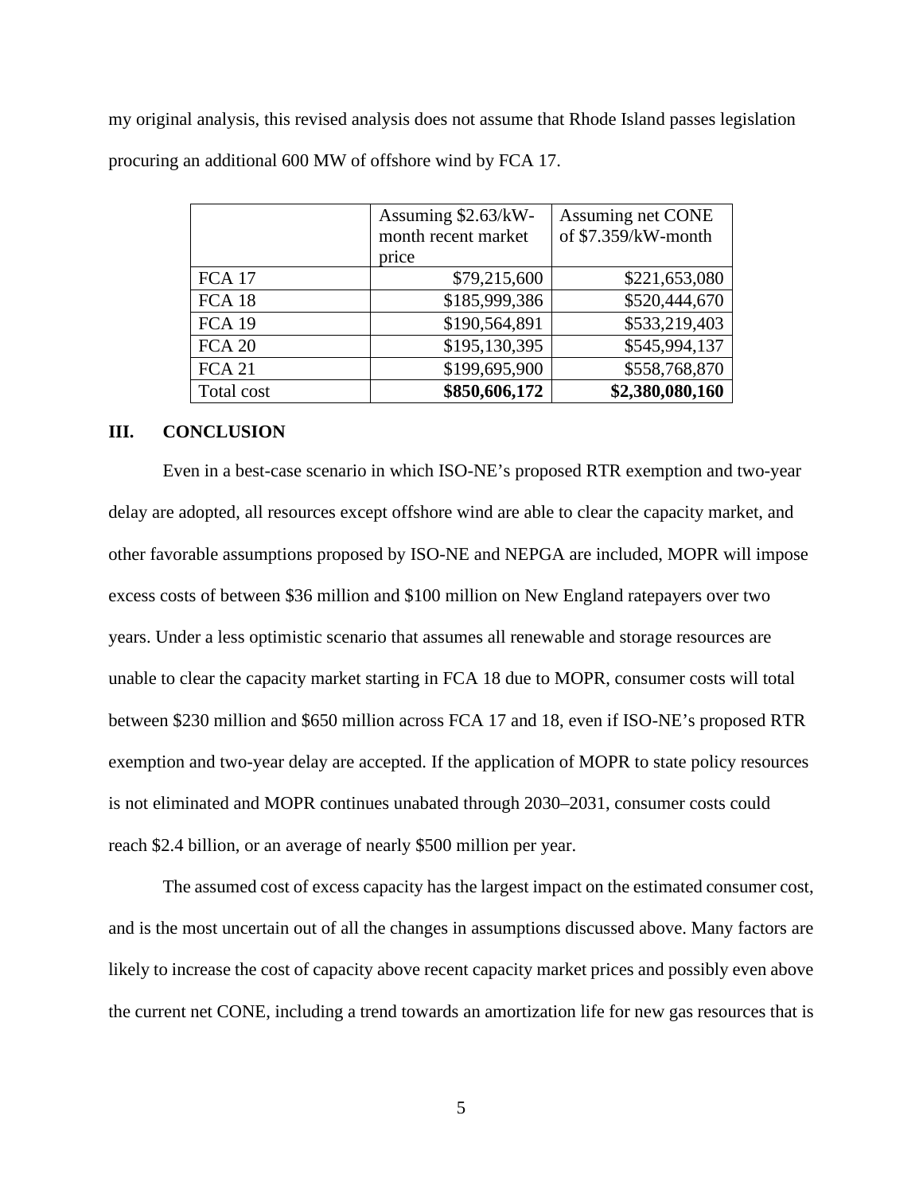my original analysis, this revised analysis does not assume that Rhode Island passes legislation procuring an additional 600 MW of offshore wind by FCA 17.

| | Assuming $2.63/kW-month recent market price | Assuming net CONE of $7.359/kW-month |
|---|---:|---:|
| FCA 17 | $79,215,600 | $221,653,080 |
| FCA 18 | $185,999,386 | $520,444,670 |
| FCA 19 | $190,564,891 | $533,219,403 |
| FCA 20 | $195,130,395 | $545,994,137 |
| FCA 21 | $199,695,900 | $558,768,870 |
| Total cost | **$850,606,172** | **$2,380,080,160** |

## III. CONCLUSION

Even in a best-case scenario in which ISO-NE's proposed RTR exemption and two-year delay are adopted, all resources except offshore wind are able to clear the capacity market, and other favorable assumptions proposed by ISO-NE and NEPGA are included, MOPR will impose excess costs of between $36 million and $100 million on New England ratepayers over two years. Under a less optimistic scenario that assumes all renewable and storage resources are unable to clear the capacity market starting in FCA 18 due to MOPR, consumer costs will total between $230 million and $650 million across FCA 17 and 18, even if ISO-NE's proposed RTR exemption and two-year delay are accepted. If the application of MOPR to state policy resources is not eliminated and MOPR continues unabated through 2030–2031, consumer costs could reach $2.4 billion, or an average of nearly $500 million per year.

The assumed cost of excess capacity has the largest impact on the estimated consumer cost, and is the most uncertain out of all the changes in assumptions discussed above. Many factors are likely to increase the cost of capacity above recent capacity market prices and possibly even above the current net CONE, including a trend towards an amortization life for new gas resources that is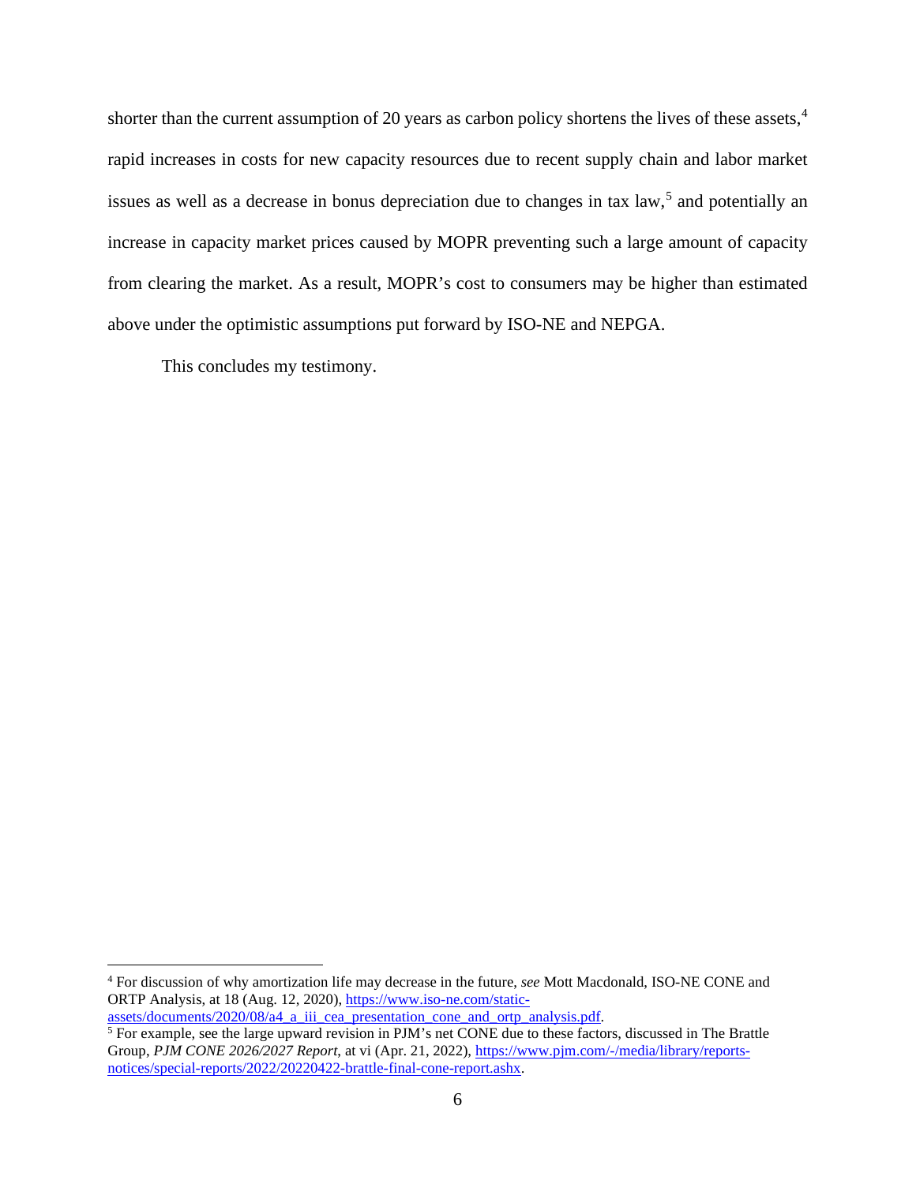shorter than the current assumption of 20 years as carbon policy shortens the lives of these assets,[4] rapid increases in costs for new capacity resources due to recent supply chain and labor market issues as well as a decrease in bonus depreciation due to changes in tax law,[5] and potentially an increase in capacity market prices caused by MOPR preventing such a large amount of capacity from clearing the market. As a result, MOPR's cost to consumers may be higher than estimated above under the optimistic assumptions put forward by ISO-NE and NEPGA.

This concludes my testimony.

---

[4] For discussion of why amortization life may decrease in the future, *see* Mott Macdonald, ISO-NE CONE and ORTP Analysis, at 18 (Aug. 12, 2020), https://www.iso-ne.com/static-assets/documents/2020/08/a4_a_iii_cea_presentation_cone_and_ortp_analysis.pdf.

[5] For example, see the large upward revision in PJM's net CONE due to these factors, discussed in The Brattle Group, *PJM CONE 2026/2027 Report*, at vi (Apr. 21, 2022), https://www.pjm.com/-/media/library/reports-notices/special-reports/2022/20220422-brattle-final-cone-report.ashx.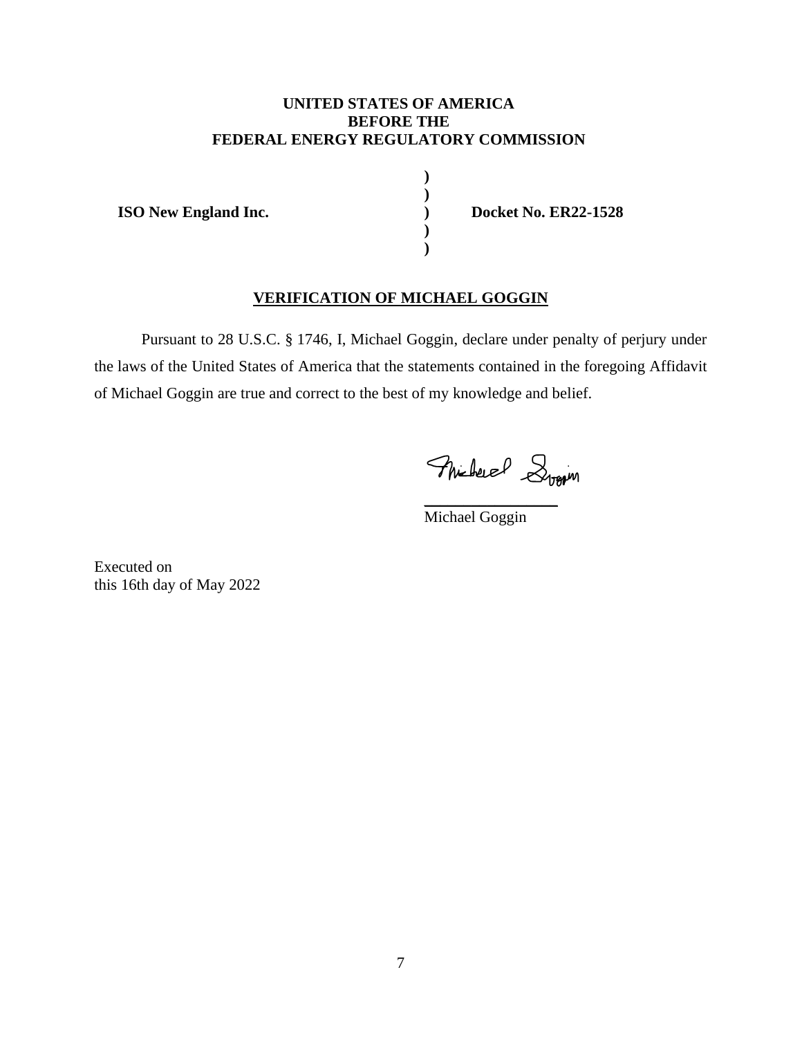**UNITED STATES OF AMERICA**
**BEFORE THE**
**FEDERAL ENERGY REGULATORY COMMISSION**

| | | |
|---|---|---|
| **ISO New England Inc.** | **)** | **Docket No. ER22-1528** |

**VERIFICATION OF MICHAEL GOGGIN**

Pursuant to 28 U.S.C. § 1746, I, Michael Goggin, declare under penalty of perjury under the laws of the United States of America that the statements contained in the foregoing Affidavit of Michael Goggin are true and correct to the best of my knowledge and belief.

Michael Goggin

Michael Goggin

Executed on
this 16th day of May 2022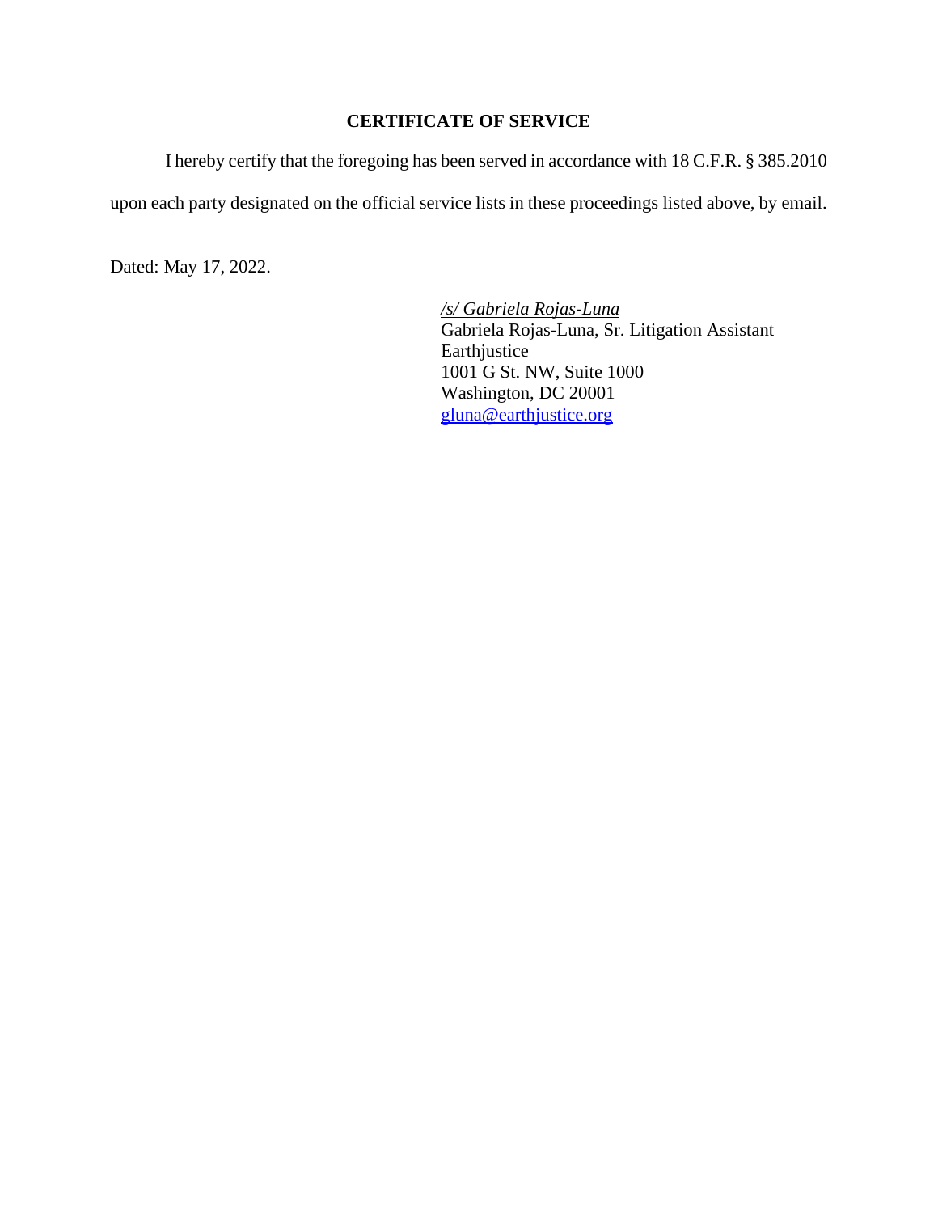## CERTIFICATE OF SERVICE

I hereby certify that the foregoing has been served in accordance with 18 C.F.R. § 385.2010 upon each party designated on the official service lists in these proceedings listed above, by email.

Dated: May 17, 2022.

*/s/ Gabriela Rojas-Luna*
Gabriela Rojas-Luna, Sr. Litigation Assistant
Earthjustice
1001 G St. NW, Suite 1000
Washington, DC 20001
gluna@earthjustice.org